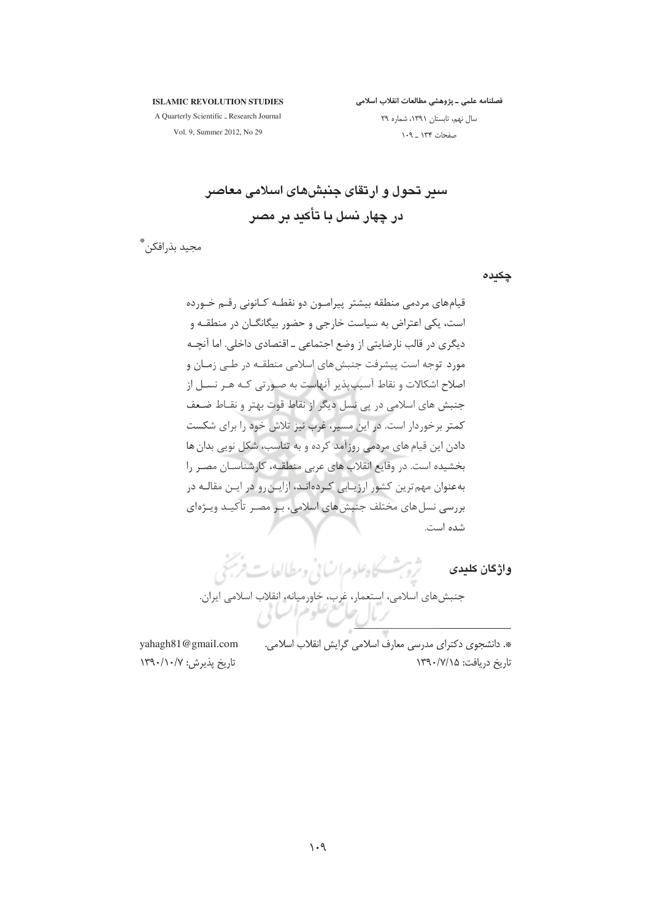# سیر تحول و ارتقای جنبش‌های اسلامی معاصر در چهار نسل با تأکید بر مصر

مجید بذرافکن*

## چکیده

قیام‌های مردمی منطقه بیشتر پیرامون دو نقطه کانونی رقم خورده است، یکی اعتراض به سیاست خارجی و حضور بیگانگان در منطقه و دیگری در قالب نارضایتی از وضع اجتماعی ـ اقتصادی داخلی. اما آنچه مورد توجه است پیشرفت جنبش‌های اسلامی منطقه در طی زمان و اصلاح اشکالات و نقاط آسیب‌پذیر آنهاست به صورتی که هر نسل از جنبش های اسلامی در پی نسل دیگر از نقاط قوت بهتر و نقاط ضعف کمتر برخوردار است. در این مسیر، غرب نیز تلاش خود را برای شکست دادن این قیام های مردمی روزآمد کرده و به تناسب، شکل نویی بدان ها بخشیده است. در وقایع انقلاب های عربی منطقه، کارشناسان مصر را به‌عنوان مهم‌ترین کشور ارزیابی کرده‌اند، ازاین‌رو در این مقاله در بررسی نسل های مختلف جنبش های اسلامی، بر مصر تأکید ویژه‌ای شده است.

## واژگان کلیدی

جنبش‌های اسلامی، استعمار، غرب، خاورمیانه، انقلاب اسلامی ایران.

---

*. دانشجوی دکترای مدرسی معارف اسلامی گرایش انقلاب اسلامی.
yahagh81@gmail.com

تاریخ دریافت: ۱۳۹۰/۷/۱۵ تاریخ پذیرش: ۱۳۹۰/۱۰/۷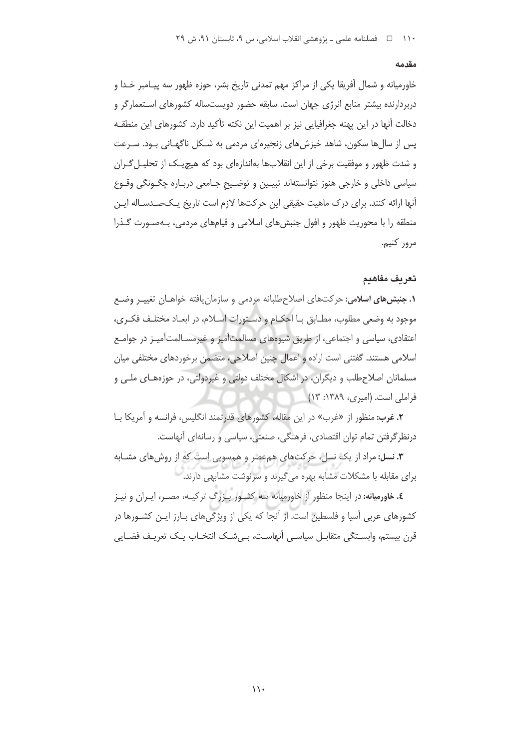### مقدمه

خاورمیانه و شمال آفریقا یکی از مراکز مهم تمدنی تاریخ بشر، حوزه ظهور سه پیـامبر خـدا و دربردارنده بیشتر منابع انرژی جهان است. سابقه حضور دویست‌ساله کشورهای اسـتعمارگر و دخالت آنها در این پهنه جغرافیایی نیز بر اهمیت این نکته تأکید دارد. کشورهای این منطقـه پس از سال‌ها سکون، شاهد خیزش‌های زنجیره‌ای مردمی به شـکل ناگهـانی بـود. سـرعت و شدت ظهور و موفقیت برخی از این انقلاب‌ها به‌اندازه‌ای بود که هیچ‌یـک از تحلیـل‌گـران سیاسی داخلی و خارجی هنوز نتوانسته‌اند تبیـین و توضـیحِ جـامعی دربـاره چگـونگی وقـوع آنها ارائه کنند. برای درک ماهیت حقیقی این حرکت‌ها لازم است تاریخ یـک‌صـدسـاله ایـن منطقه را با محوریت ظهور و افول جنبش‌های اسلامی و قیام‌های مردمی، بـه‌صـورت گـذرا مرور کنیم.

### تعریف مفاهیم

**۱. جنبش‌های اسلامی:** حرکت‌های اصلاح‌طلبانه مردمی و سازمان‌یافته خواهـان تغییـر وضـع موجود به وضعی مطلوب، مطـابق بـا احکـام و دسـتورات اسـلام، در ابعـاد مختلـف فکـری، اعتقادی، سیاسی و اجتماعی، از طریق شیوه‌های مسالمت‌آمیز و غیرمسـالمت‌آمیـز در جوامـع اسلامی هستند. گفتنی است اراده و اعمال چنین اصلاحی، متضمن برخوردهای مختلفی میان مسلمانان اصلاح‌طلب و دیگران، در اشکال مختلف دولتی و غیردولتی، در حوزه‌هـای ملـی و فراملی است. (امیری، ۱۳۸۹: ۱۳)

**۲. غرب:** منظور از «غرب» در این مقاله، کشورهای قدرتمند انگلیس، فرانسه و آمریکا بـا درنظرگرفتن تمام توان اقتصادی، فرهنگی، صنعتی، سیاسی و رسانه‌ای آنهاست.

**۳. نسل:** مراد از یک نسل، حرکت‌های هم‌عصر و هم‌سویی است که از روش‌های مشـابه برای مقابله با مشکلات مشابه بهره می‌گیرند و سرنوشت مشابهی دارند.

**٤. خاورمیانه:** در اینجا منظور از خاورمیانه سه کشـور بـزرگ ترکیـه، مصـر، ایـران و نیـز کشورهای عربی آسیا و فلسطین است. از آنجا که یکی از ویژگی‌های بـارز ایـن کشـورها در قرن بیستم، وابسـتگی متقابـل سیاسـی آنهاسـت، بـی‌شـک انتخـاب یـک تعریـف فضـایی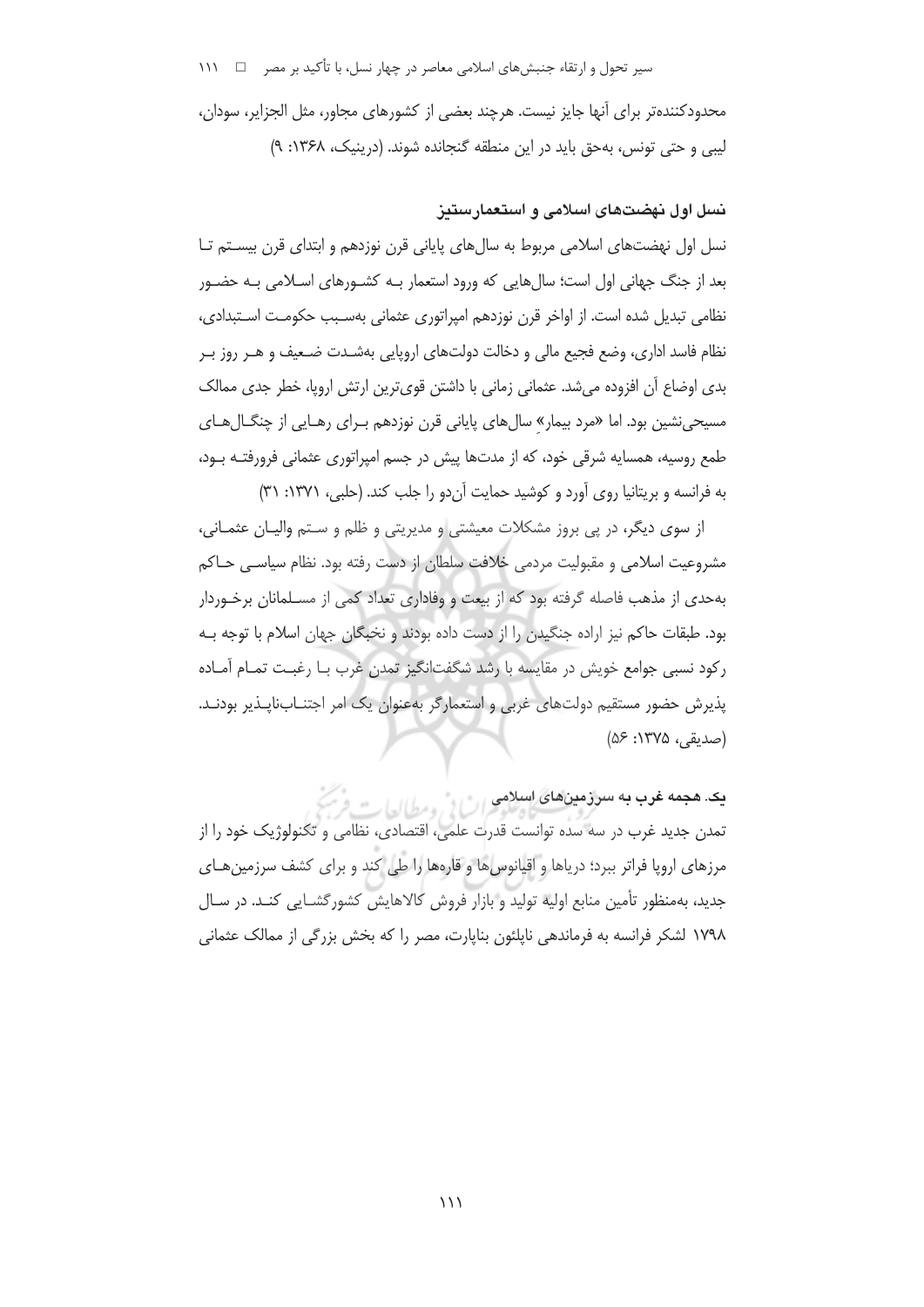محدودکننده‌تر برای آنها جایز نیست. هرچند بعضی از کشورهای مجاور، مثل الجزایر، سودان، لیبی و حتی تونس، به‌حق باید در این منطقه گنجانده شوند. (درینیک، ۱۳۶۸: ۹)

### نسل اول نهضت‌های اسلامی و استعمارستیز

نسل اول نهضت‌های اسلامی مربوط به سال‌های پایانی قرن نوزدهم و ابتدای قرن بیستم تا بعد از جنگ جهانی اول است؛ سال‌هایی که ورود استعمار به کشورهای اسلامی به حضور نظامی تبدیل شده است. از اواخر قرن نوزدهم امپراتوری عثمانی به‌سبب حکومت استبدادی، نظام فاسد اداری، وضع فجیع مالی و دخالت دولت‌های اروپایی به‌شدت ضعیف و هر روز بر بدی اوضاع آن افزوده می‌شد. عثمانی زمانی با داشتن قوی‌ترین ارتش اروپا، خطر جدی ممالک مسیحی‌نشین بود. اما «مرد بیمار» سال‌های پایانی قرن نوزدهم برای رهایی از چنگال‌های طمع روسیه، همسایه شرقی خود، که از مدت‌ها پیش در جسم امپراتوری عثمانی فرورفته بود، به فرانسه و بریتانیا روی آورد و کوشید حمایت آن‌دو را جلب کند. (حلبی، ۱۳۷۱: ۳۱)

از سوی دیگر، در پی بروز مشکلات معیشتی و مدیریتی و ظلم و ستم والیان عثمانی، مشروعیت اسلامی و مقبولیت مردمی خلافت سلطان از دست رفته بود. نظام سیاسی حاکم به‌حدی از مذهب فاصله گرفته بود که از بیعت و وفاداری تعداد کمی از مسلمانان برخوردار بود. طبقات حاکم نیز اراده جنگیدن را از دست داده بودند و نخبگان جهان اسلام با توجه به رکود نسبی جوامع خویش در مقایسه با رشد شگفت‌انگیز تمدن غرب با رغبت تمام آماده پذیرش حضور مستقیم دولت‌های غربی و استعمارگر به‌عنوان یک امر اجتناب‌ناپذیر بودند. (صدیقی، ۱۳۷۵: ۵۶)

#### یک. هجمه غرب به سرزمین‌های اسلامی

تمدن جدید غرب در سه سده توانست قدرت علمی، اقتصادی، نظامی و تکنولوژیک خود را از مرزهای اروپا فراتر ببرد؛ دریاها و اقیانوس‌ها و قاره‌ها را طی کند و برای کشف سرزمین‌های جدید، به‌منظور تأمین منابع اولیه تولید و بازار فروش کالاهایش کشورگشایی کند. در سال ۱۷۹۸ لشکر فرانسه به فرماندهی ناپلئون بناپارت، مصر را که بخش بزرگی از ممالک عثمانی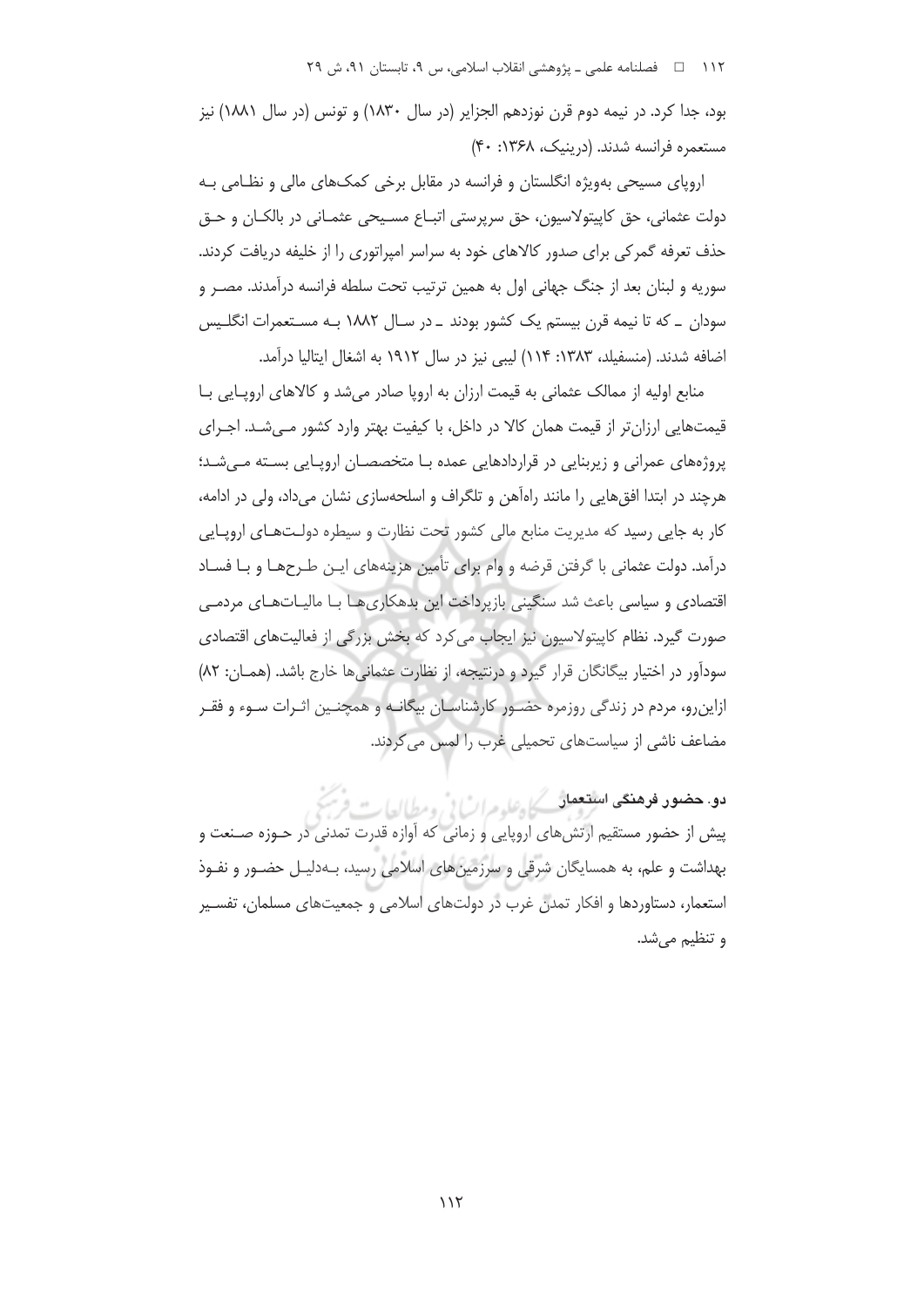بود، جدا کرد. در نیمه دوم قرن نوزدهم الجزایر (در سال ۱۸۳۰) و تونس (در سال ۱۸۸۱) نیز مستعمره فرانسه شدند. (درینیک، ۱۳۶۸: ۴۰)

اروپای مسیحی به‌ویژه انگلستان و فرانسه در مقابل برخی کمک‌های مالی و نظامی به دولت عثمانی، حق کاپیتولاسیون، حق سرپرستی اتباع مسیحی عثمانی در بالکان و حق حذف تعرفه گمرکی برای صدور کالاهای خود به سراسر امپراتوری را از خلیفه دریافت کردند. سوریه و لبنان بعد از جنگ جهانی اول به همین ترتیب تحت سلطه فرانسه درآمدند. مصر و سودان ـ که تا نیمه قرن بیستم یک کشور بودند ـ در سال ۱۸۸۲ به مستعمرات انگلیس اضافه شدند. (منسفیلد، ۱۳۸۳: ۱۱۴) لیبی نیز در سال ۱۹۱۲ به اشغال ایتالیا درآمد.

منابع اولیه از ممالک عثمانی به قیمت ارزان به اروپا صادر می‌شد و کالاهای اروپایی با قیمت‌هایی ارزان‌تر از قیمت همان کالا در داخل، با کیفیت بهتر وارد کشور می‌شد. اجرای پروژه‌های عمرانی و زیربنایی در قراردادهایی عمده با متخصصان اروپایی بسته می‌شد؛ هرچند در ابتدا افق‌هایی را مانند راه‌آهن و تلگراف و اسلحه‌سازی نشان می‌داد، ولی در ادامه، کار به جایی رسید که مدیریت منابع مالی کشور تحت نظارت و سیطره دولت‌های اروپایی درآمد. دولت عثمانی با گرفتن قرضه و وام برای تأمین هزینه‌های این طرح‌ها و با فساد اقتصادی و سیاسی باعث شد سنگینی بازپرداخت این بدهکاری‌ها با مالیات‌های مردمی صورت گیرد. نظام کاپیتولاسیون نیز ایجاب می‌کرد که بخش بزرگی از فعالیت‌های اقتصادی سودآور در اختیار بیگانگان قرار گیرد و درنتیجه، از نظارت عثمانی‌ها خارج باشد. (همان: ۸۲) ازاین‌رو، مردم در زندگی روزمره حضور کارشناسان بیگانه و همچنین اثرات سوء و فقر مضاعف ناشی از سیاست‌های تحمیلی غرب را لمس می‌کردند.

### دو. حضور فرهنگی استعمار

پیش از حضور مستقیم ارتش‌های اروپایی و زمانی که آوازه قدرت تمدنی در حوزه صنعت و بهداشت و علم، به همسایگان شرقی و سرزمین‌های اسلامی رسید، به‌دلیل حضور و نفوذ استعمار، دستاوردها و افکار تمدن غرب در دولت‌های اسلامی و جمعیت‌های مسلمان، تفسیر و تنظیم می‌شد.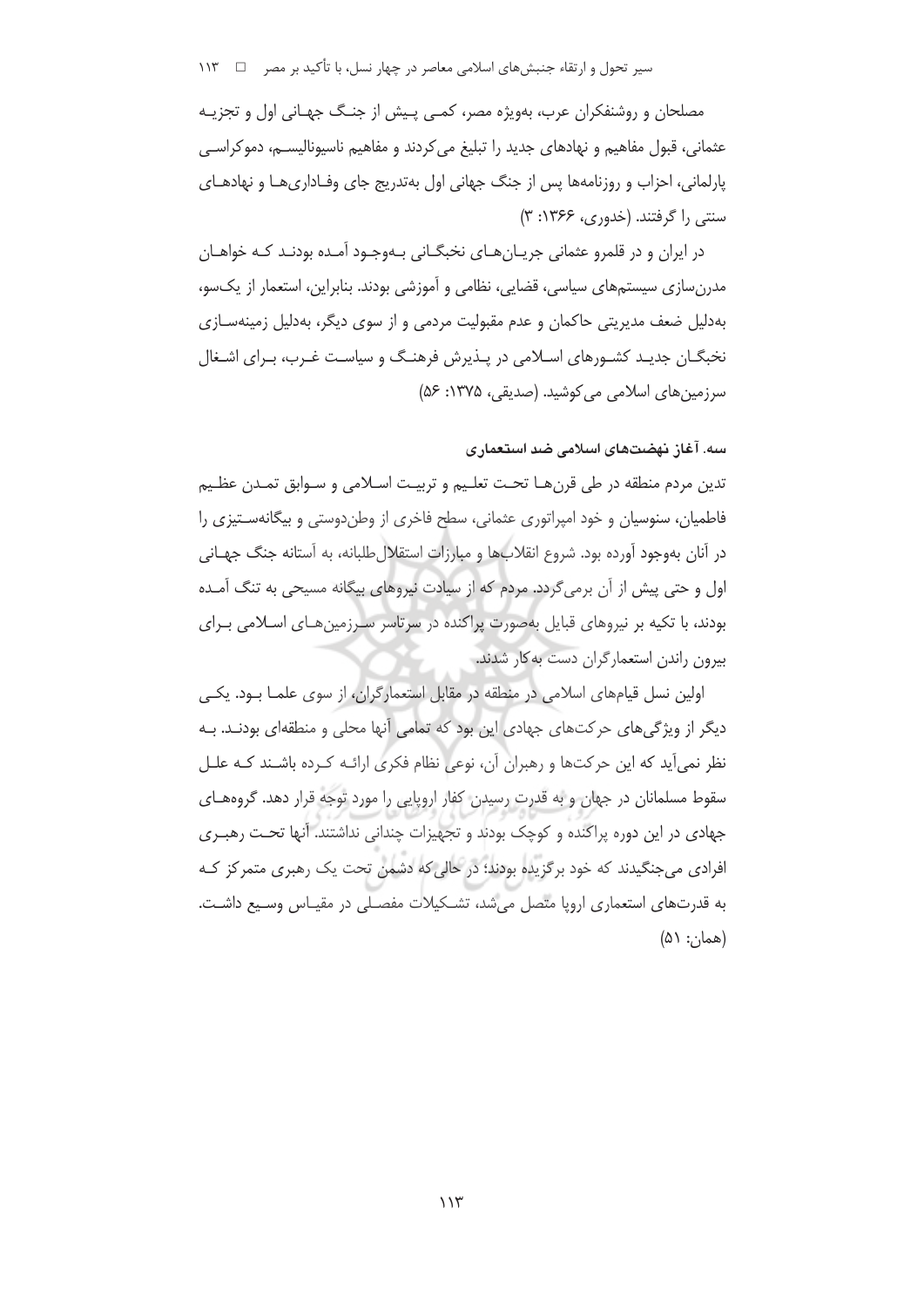مصلحان و روشنفکران عرب، به‌ویژه مصر، کمی پیش از جنگ جهانی اول و تجزیه عثمانی، قبول مفاهیم و نهادهای جدید را تبلیغ می‌کردند و مفاهیم ناسیونالیسم، دموکراسی پارلمانی، احزاب و روزنامه‌ها پس از جنگ جهانی اول به‌تدریج جای وفاداری‌ها و نهادهای سنتی را گرفتند. (خدوری، ۱۳۶۶: ۳)

در ایران و در قلمرو عثمانی جریان‌های نخبگانی به‌وجود آمده بودند که خواهان مدرن‌سازی سیستم‌های سیاسی، قضایی، نظامی و آموزشی بودند. بنابراین، استعمار از یک‌سو، به‌دلیل ضعف مدیریتی حاکمان و عدم مقبولیت مردمی و از سوی دیگر، به‌دلیل زمینه‌سازی نخبگان جدید کشورهای اسلامی در پذیرش فرهنگ و سیاست غرب، برای اشغال سرزمین‌های اسلامی می‌کوشید. (صدیقی، ۱۳۷۵: ۵۶)

### سه. آغاز نهضت‌های اسلامی ضد استعماری

تدین مردم منطقه در طی قرن‌ها تحت تعلیم و تربیت اسلامی و سوابق تمدن عظیم فاطمیان، سنوسیان و خود امپراتوری عثمانی، سطح فاخری از وطن‌دوستی و بیگانه‌ستیزی را در آنان به‌وجود آورده بود. شروع انقلاب‌ها و مبارزات استقلال‌طلبانه، به آستانه جنگ جهانی اول و حتی پیش از آن برمی‌گردد. مردم که از سیادت نیروهای بیگانه مسیحی به تنگ آمده بودند، با تکیه بر نیروهای قبایل به‌صورت پراکنده در سرتاسر سرزمین‌های اسلامی برای بیرون راندن استعمارگران دست به‌کار شدند.

اولین نسل قیام‌های اسلامی در منطقه در مقابل استعمارگران، از سوی علما بود. یکی دیگر از ویژگی‌های حرکت‌های جهادی این بود که تمامی آنها محلی و منطقه‌ای بودند. به نظر نمی‌آید که این حرکت‌ها و رهبران آن، نوعی نظام فکری ارائه کرده باشند که علل سقوط مسلمانان در جهان و به قدرت رسیدن کفار اروپایی را مورد توجه قرار دهد. گروه‌های جهادی در این دوره پراکنده و کوچک بودند و تجهیزات چندانی نداشتند. آنها تحت رهبری افرادی می‌جنگیدند که خود برگزیده بودند؛ در حالی که دشمن تحت یک رهبری متمرکز که به قدرت‌های استعماری اروپا متصل می‌شد، تشکیلات مفصلی در مقیاس وسیع داشت. (همان: ۵۱)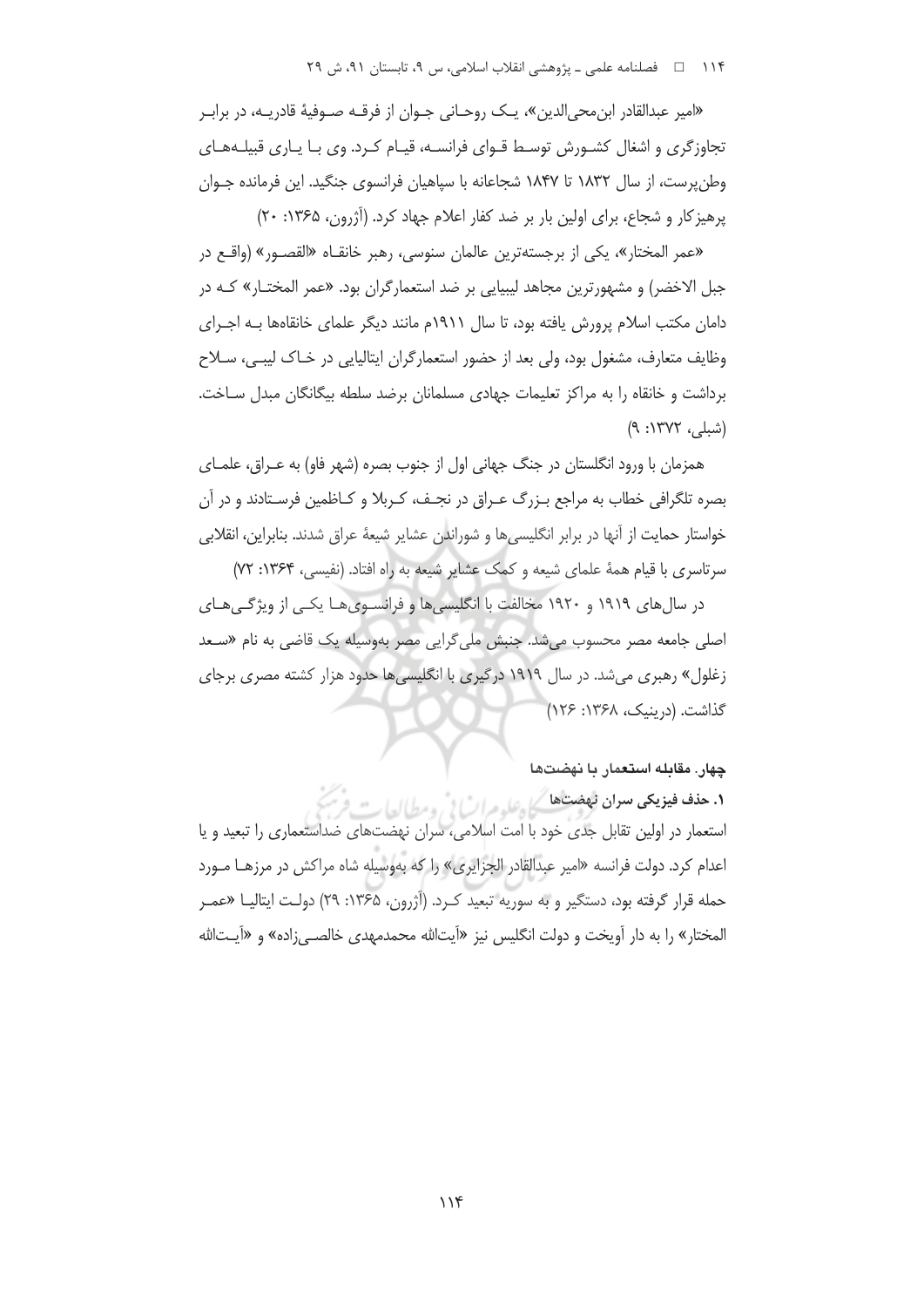«امیر عبدالقادر ابن‌محی‌الدین»، یـک روحـانی جـوان از فرقـه صـوفیهٔ قادریـه، در برابـر تجاوزگری و اشغال کشـورش توسـط قـوای فرانسـه، قیـام کـرد. وی بـا یـاری قبیلـه‌هـای وطن‌پرست، از سال ۱۸۳۲ تا ۱۸۴۷ شجاعانه با سپاهیان فرانسوی جنگید. این فرمانده جـوان پرهیزکار و شجاع، برای اولین بار بر ضد کفار اعلام جهاد کرد. (آژرون، ۱۳۶۵: ۲۰)

«عمر المختار»، یکی از برجسته‌ترین عالمان سنوسی، رهبر خانقـاه «القصـور» (واقـع در جبل الاخضر) و مشهورترین مجاهد لیبیایی بر ضد استعمارگران بود. «عمر المختـار» کـه در دامان مکتب اسلام پرورش یافته بود، تا سال ۱۹۱۱م مانند دیگر علمای خانقاهها بـه اجـرای وظایف متعارف، مشغول بود، ولی بعد از حضور استعمارگران ایتالیایی در خـاک لیبـی، سـلاح برداشت و خانقاه را به مراکز تعلیمات جهادی مسلمانان برضد سلطه بیگانگان مبدل سـاخت. (شبلی، ۱۳۷۲: ۹)

همزمان با ورود انگلستان در جنگ جهانی اول از جنوب بصره (شهر فاو) به عـراق، علمـای بصره تلگرافی خطاب به مراجع بـزرگ عـراق در نجـف، کـربلا و کـاظمین فرسـتادند و در آن خواستار حمایت از آنها در برابر انگلیسی‌ها و شوراندن عشایر شیعهٔ عراق شدند. بنابراین، انقلابی سرتاسری با قیام همهٔ علمای شیعه و کمک عشایر شیعه به راه افتاد. (نفیسی، ۱۳۶۴: ۷۲)

در سال‌های ۱۹۱۹ و ۱۹۲۰ مخالفت با انگلیسی‌ها و فرانسـوی‌هـا یکـی از ویژگـی‌هـای اصلی جامعه مصر محسوب می‌شد. جنبش ملی‌گرایی مصر به‌وسیله یک قاضی به نام «سـعد زغلول» رهبری می‌شد. در سال ۱۹۱۹ درگیری با انگلیسی‌ها حدود هزار کشته مصری برجای گذاشت. (درینیک، ۱۳۶۸: ۱۲۶)

### چهار. مقابله استعمار با نهضت‌ها

#### ۱. حذف فیزیکی سران نهضت‌ها

استعمار در اولین تقابل جدی خود با امت اسلامی، سران نهضت‌های ضداستعماری را تبعید و یا اعدام کرد. دولت فرانسه «امیر عبدالقادر الجزایری» را که به‌وسیله شاه مراکش در مرزهـا مـورد حمله قرار گرفته بود، دستگیر و به سوریه تبعید کـرد. (آژرون، ۱۳۶۵: ۲۹) دولـت ایتالیـا «عمـر المختار» را به دار آویخت و دولت انگلیس نیز «آیت‌الله محمدمهدی خالصـی‌زاده» و «آیـت‌الله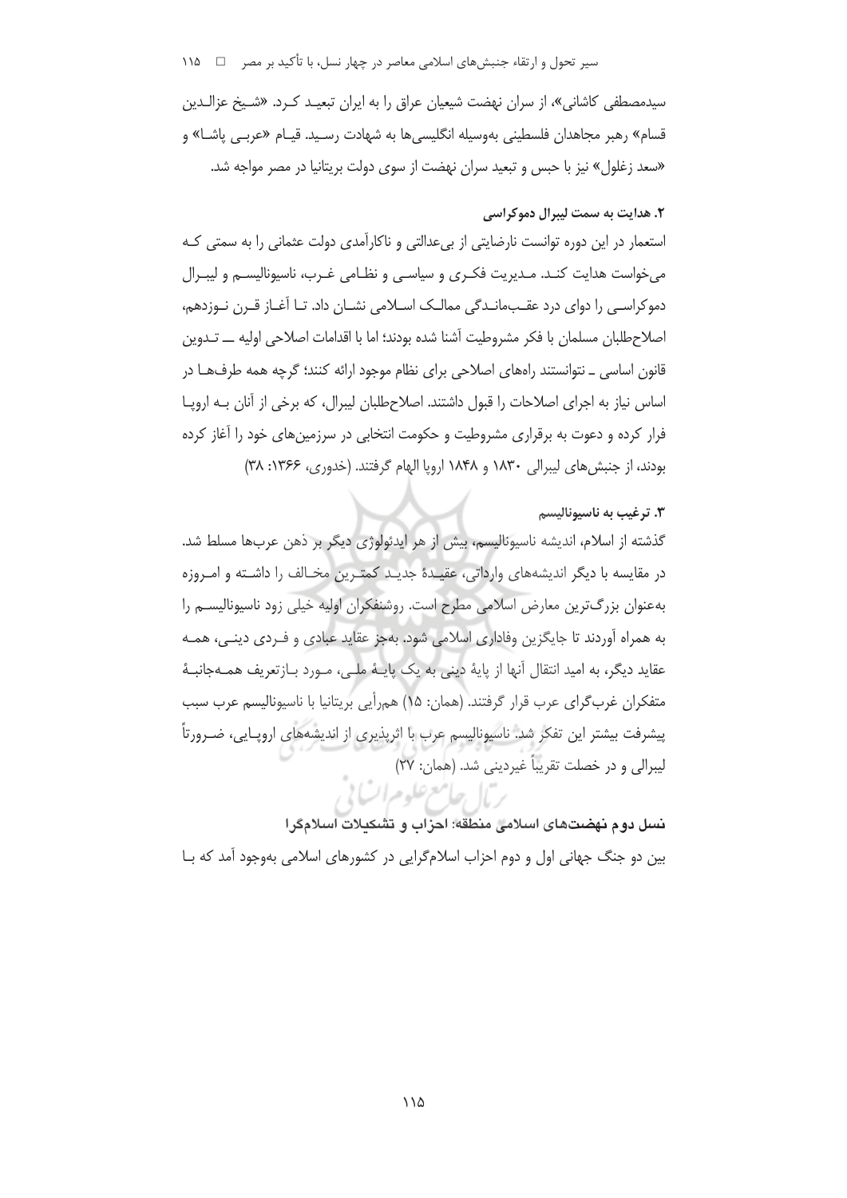سیدمصطفی کاشانی»، از سران نهضت شیعیان عراق را به ایران تبعید کرد. «شیخ عزالدین قسام» رهبر مجاهدان فلسطینی به‌وسیله انگلیسی‌ها به شهادت رسید. قیام «عربی پاشا» و «سعد زغلول» نیز با حبس و تبعید سران نهضت از سوی دولت بریتانیا در مصر مواجه شد.

### ۲. هدایت به سمت لیبرال دموکراسی

استعمار در این دوره توانست نارضایتی از بی‌عدالتی و ناکارآمدی دولت عثمانی را به سمتی که می‌خواست هدایت کند. مدیریت فکری و سیاسی و نظامی غرب، ناسیونالیسم و لیبرال دموکراسی را دوای درد عقب‌ماندگی ممالک اسلامی نشان داد. تا آغاز قرن نوزدهم، اصلاح‌طلبان مسلمان با فکر مشروطیت آشنا شده بودند؛ اما با اقدامات اصلاحی اولیه ـــ تدوین قانون اساسی ـ نتوانستند راه‌های اصلاحی برای نظام موجود ارائه کنند؛ گرچه همه طرف‌ها در اساس نیاز به اجرای اصلاحات را قبول داشتند. اصلاح‌طلبان لیبرال، که برخی از آنان به اروپا فرار کرده و دعوت به برقراری مشروطیت و حکومت انتخابی در سرزمین‌های خود را آغاز کرده بودند، از جنبش‌های لیبرالی ۱۸۳۰ و ۱۸۴۸ اروپا الهام گرفتند. (خدوری، ۱۳۶۶: ۳۸)

### ۳. ترغیب به ناسیونالیسم

گذشته از اسلام، اندیشه ناسیونالیسم، بیش از هر ایدئولوژی دیگر بر ذهن عرب‌ها مسلط شد. در مقایسه با دیگر اندیشه‌های وارداتی، عقیدهٔ جدید کمترین مخالف را داشته و امروزه به‌عنوان بزرگ‌ترین معارض اسلامی مطرح است. روشنفکران اولیه خیلی زود ناسیونالیسم را به همراه آوردند تا جایگزین وفاداری اسلامی شود. به‌جز عقاید عبادی و فردی دینی، همه عقاید دیگر، به امید انتقال آنها از پایهٔ دینی به یک پایهٔ ملی، مورد بازتعریف همه‌جانبهٔ متفکران غرب‌گرای عرب قرار گرفتند. (همان: ۱۵) همرأیی بریتانیا با ناسیونالیسم عرب سبب پیشرفت بیشتر این تفکر شد. ناسیونالیسم عرب با اثرپذیری از اندیشه‌های اروپایی، ضرورتاً لیبرالی و در خصلت تقریباً غیردینی شد. (همان: ۲۷)

## نسل دوم نهضت‌های اسلامی منطقه: احزاب و تشکیلات اسلام‌گرا

بین دو جنگ جهانی اول و دوم احزاب اسلام‌گرایی در کشورهای اسلامی به‌وجود آمد که با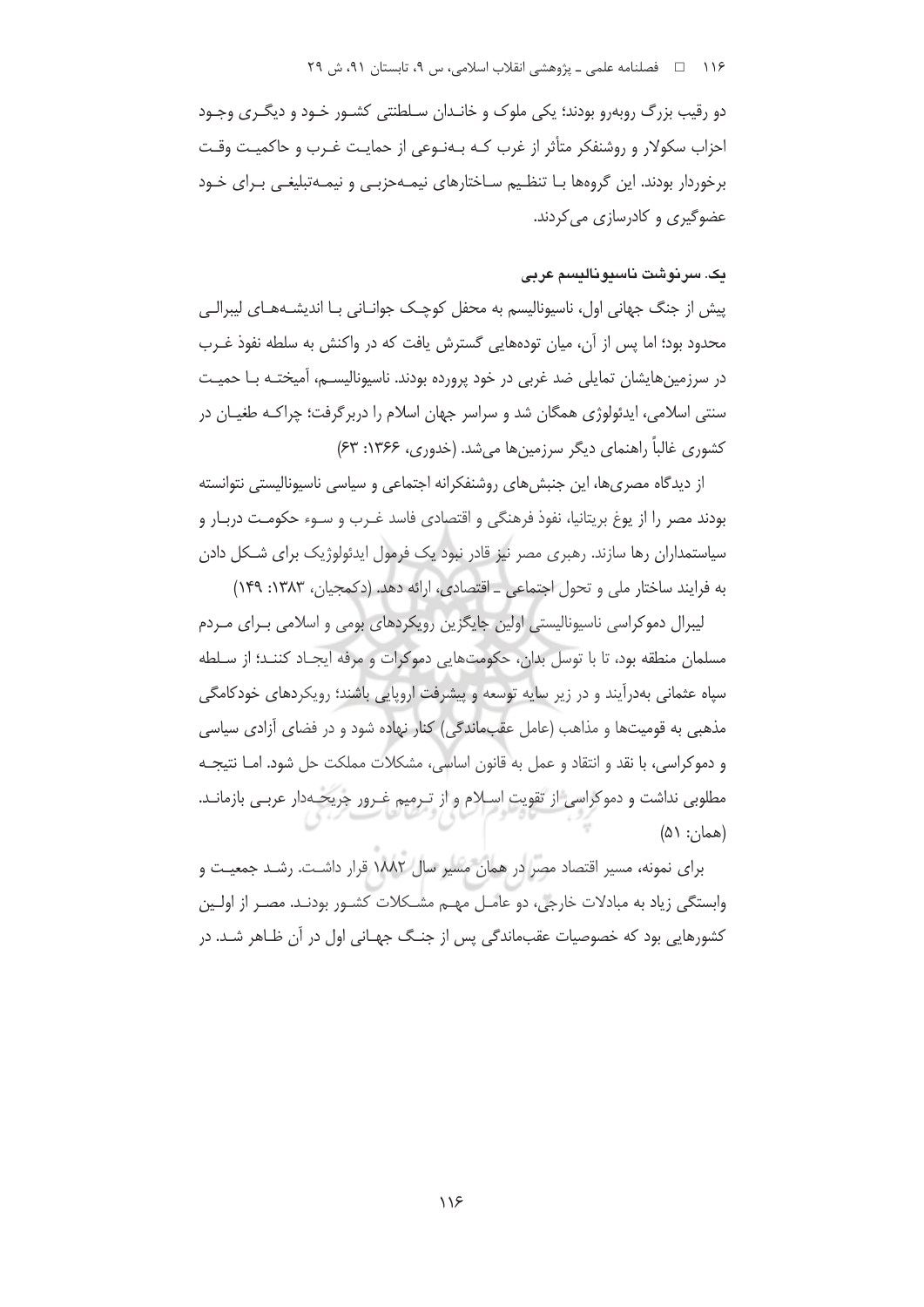دو رقیب بزرگ روبه‌رو بودند؛ یکی ملوک و خاندان سلطنتی کشور خود و دیگری وجود احزاب سکولار و روشنفکر متأثر از غرب که به‌نوعی از حمایت غرب و حاکمیت وقت برخوردار بودند. این گروه‌ها با تنظیم ساختارهای نیمه‌حزبی و نیمه‌تبلیغی برای خود عضوگیری و کادرسازی می‌کردند.

### یک. سرنوشت ناسیونالیسم عربی

پیش از جنگ جهانی اول، ناسیونالیسم به محفل کوچک جوانانی با اندیشه‌های لیبرالی محدود بود؛ اما پس از آن، میان توده‌هایی گسترش یافت که در واکنش به سلطه نفوذ غرب در سرزمین‌هایشان تمایلی ضد غربی در خود پرورده بودند. ناسیونالیسم، آمیخته با حمیت سنتی اسلامی، ایدئولوژی همگان شد و سراسر جهان اسلام را دربرگرفت؛ چراکه طغیان در کشوری غالباً راهنمای دیگر سرزمین‌ها می‌شد. (خدوری، ۱۳۶۶: ۶۳)

از دیدگاه مصری‌ها، این جنبش‌های روشنفکرانه اجتماعی و سیاسی ناسیونالیستی نتوانسته بودند مصر را از یوغ بریتانیا، نفوذ فرهنگی و اقتصادی فاسد غرب و سوء حکومت دربار و سیاستمداران رها سازند. رهبری مصر نیز قادر نبود یک فرمول ایدئولوژیک برای شکل دادن به فرایند ساختار ملی و تحول اجتماعی ـ اقتصادی، ارائه دهد. (دکمجیان، ۱۳۸۳: ۱۴۹)

لیبرال دموکراسی ناسیونالیستی اولین جایگزین رویکردهای بومی و اسلامی برای مردم مسلمان منطقه بود، تا با توسل بدان، حکومت‌هایی دموکرات و مرفه ایجاد کنند؛ از سلطه سپاه عثمانی به‌درآیند و در زیر سایه توسعه و پیشرفت اروپایی باشند؛ رویکردهای خودکامگی مذهبی به قومیت‌ها و مذاهب (عامل عقب‌ماندگی) کنار نهاده شود و در فضای آزادی سیاسی و دموکراسی، با نقد و انتقاد و عمل به قانون اساسی، مشکلات مملکت حل شود. اما نتیجه مطلوبی نداشت و دموکراسی از تقویت اسلام و از ترمیم غرور جریحه‌دار عربی بازماند. (همان: ۵۱)

برای نمونه، مسیر اقتصاد مصر در همان مسیر سال ۱۸۸۲ قرار داشت. رشد جمعیت و وابستگی زیاد به مبادلات خارجی، دو عامل مهم مشکلات کشور بودند. مصر از اولین کشورهایی بود که خصوصیات عقب‌ماندگی پس از جنگ جهانی اول در آن ظاهر شد. در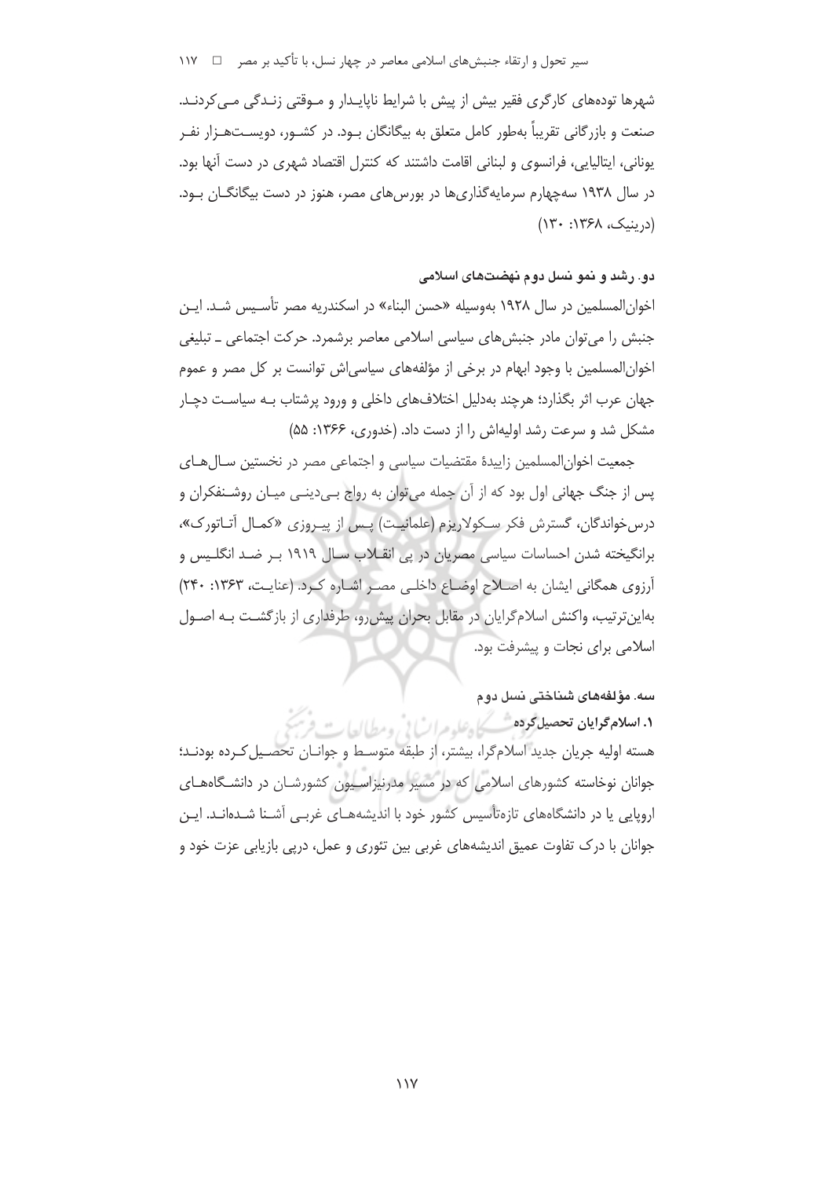شهرها توده‌های کارگری فقیر بیش از پیش با شرایط ناپایدار و موقتی زندگی می‌کردند. صنعت و بازرگانی تقریباً به‌طور کامل متعلق به بیگانگان بود. در کشور، دویست‌هزار نفر یونانی، ایتالیایی، فرانسوی و لبنانی اقامت داشتند که کنترل اقتصاد شهری در دست آنها بود. در سال ۱۹۳۸ سه‌چهارم سرمایه‌گذاری‌ها در بورس‌های مصر، هنوز در دست بیگانگان بود. (درینیک، ۱۳۶۸: ۱۳۰)

### دو. رشد و نمو نسل دوم نهضت‌های اسلامی

اخوان‌المسلمین در سال ۱۹۲۸ به‌وسیله «حسن البناء» در اسکندریه مصر تأسیس شد. این جنبش را می‌توان مادر جنبش‌های سیاسی اسلامی معاصر برشمرد. حرکت اجتماعی ـ تبلیغی اخوان‌المسلمین با وجود ابهام در برخی از مؤلفه‌های سیاسی‌اش توانست بر کل مصر و عموم جهان عرب اثر بگذارد؛ هرچند به‌دلیل اختلاف‌های داخلی و ورود پرشتاب بـه سیاست دچار مشکل شد و سرعت رشد اولیه‌اش را از دست داد. (خدوری، ۱۳۶۶: ۵۵)

جمعیت اخوان‌المسلمین زاییدهٔ مقتضیات سیاسی و اجتماعی مصر در نخستین سال‌های پس از جنگ جهانی اول بود که از آن جمله می‌توان به رواج بی‌دینی میان روشنفکران و درس‌خواندگان، گسترش فکر سکولاریزم (علمانیت) پس از پیروزی «کمال آتاتورک»، برانگیخته شدن احساسات سیاسی مصریان در پی انقلاب سال ۱۹۱۹ بر ضد انگلیس و آرزوی همگانی ایشان به اصلاح اوضاع داخلی مصر اشاره کرد. (عنایت، ۱۳۶۳: ۲۴۰) به‌این‌ترتیب، واکنش اسلام‌گرایان در مقابل بحران پیش‌رو، طرفداری از بازگشت بـه اصول اسلامی برای نجات و پیشرفت بود.

### سه. مؤلفه‌های شناختی نسل دوم

#### ۱. اسلام‌گرایان تحصیل‌کرده

هسته اولیه جریان جدید اسلام‌گرا، بیشتر، از طبقه متوسط و جوانان تحصیل‌کرده بودند؛ جوانان نوخاسته کشورهای اسلامی که در مسیر مدرنیزاسیون کشورشان در دانشگاه‌های اروپایی یا در دانشگاه‌های تازه‌تأسیس کشور خود با اندیشه‌های غربی آشنا شده‌اند. این جوانان با درک تفاوت عمیق اندیشه‌های غربی بین تئوری و عمل، درپی بازیابی عزت خود و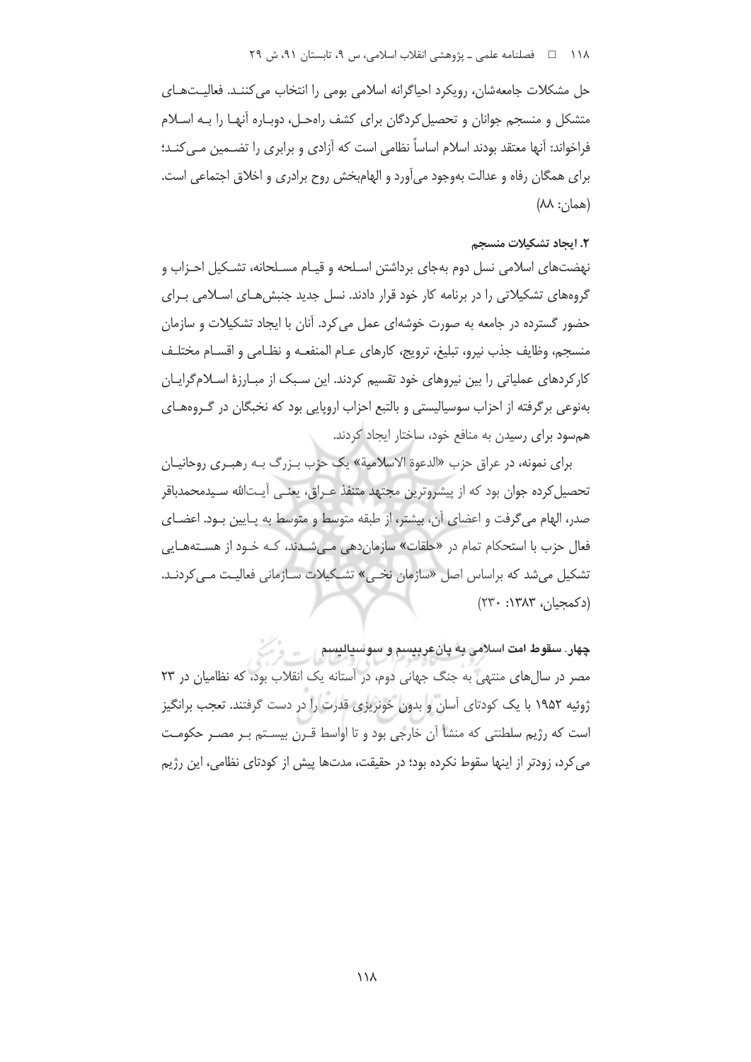حل مشکلات جامعه‌شان، رویکرد احیاگرانه اسلامی بومی را انتخاب می‌کنند. فعالیت‌های متشکل و منسجم جوانان و تحصیل‌کردگان برای کشف راه‌حل، دوباره آنها را به اسلام فراخواند: آنها معتقد بودند اسلام اساساً نظامی است که آزادی و برابری را تضمین می‌کند؛ برای همگان رفاه و عدالت به‌وجود می‌آورد و الهام‌بخش روح برادری و اخلاق اجتماعی است. (همان: ۸۸)

### ۲. ایجاد تشکیلات منسجم

نهضت‌های اسلامی نسل دوم به‌جای برداشتن اسلحه و قیام مسلحانه، تشکیل احزاب و گروه‌های تشکیلاتی را در برنامه کار خود قرار دادند. نسل جدید جنبش‌های اسلامی برای حضور گسترده در جامعه به صورت خوشه‌ای عمل می‌کرد. آنان با ایجاد تشکیلات و سازمان منسجم، وظایف جذب نیرو، تبلیغ، ترویج، کارهای عام المنفعه و نظامی و اقسام مختلف کارکردهای عملیاتی را بین نیروهای خود تقسیم کردند. این سبک از مبارزۀ اسلام‌گرایان به‌نوعی برگرفته از احزاب سوسیالیستی و بالتبع احزاب اروپایی بود که نخبگان در گروه‌های هم‌سود برای رسیدن به منافع خود، ساختار ایجاد کردند.

برای نمونه، در عراق حزب «الدعوة الاسلامیة» یک حزب بزرگ به رهبری روحانیان تحصیل‌کرده جوان بود که از پیشروترین مجتهد متنفذ عراق، یعنی آیت‌الله سیدمحمدباقر صدر، الهام می‌گرفت و اعضای آن، بیشتر، از طبقه متوسط و متوسط به پایین بود. اعضای فعال حزب با استحکام تمام در «حلقات» سازمان‌دهی می‌شدند، که خود از هسته‌هایی تشکیل می‌شد که براساس اصل «سازمان نخبی» تشکیلات سازمانی فعالیت می‌کردند. (دکمجیان، ۱۳۸۳: ۲۳۰)

## چهار. سقوط امت اسلامی به پان‌عربیسم و سوسیالیسم

مصر در سال‌های منتهی به جنگ جهانی دوم، در آستانه یک انقلاب بود، که نظامیان در ۲۳ ژوئیه ۱۹۵۲ با یک کودتای آسان و بدون خونریزی قدرت را در دست گرفتند. تعجب برانگیز است که رژیم سلطنتی که منشأ آن خارجی بود و تا اواسط قرن بیستم بر مصر حکومت می‌کرد، زودتر از اینها سقوط نکرده بود؛ در حقیقت، مدت‌ها پیش از کودتای نظامی، این رژیم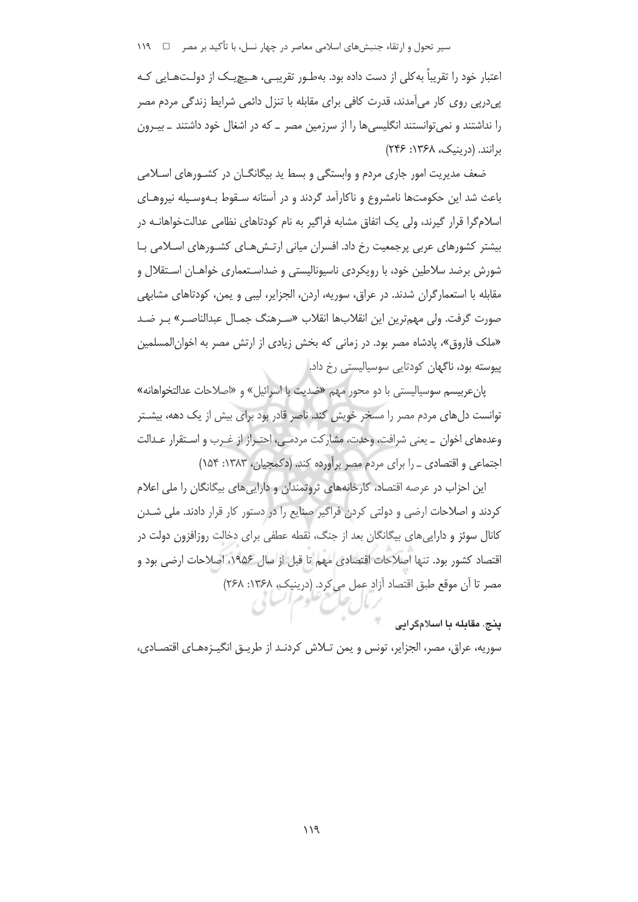اعتبار خود را تقریباً به‌کلی از دست داده بود. به‌طور تقریبی، هیچ‌یک از دولت‌هایی که پی‌درپی روی کار می‌آمدند، قدرت کافی برای مقابله با تنزل دائمی شرایط زندگی مردم مصر را نداشتند و نمی‌توانستند انگلیسی‌ها را از سرزمین مصر ـ که در اشغال خود داشتند ـ بیرون برانند. (درینیک، ۱۳۶۸: ۲۴۶)

ضعف مدیریت امور جاری مردم و وابستگی و بسط ید بیگانگان در کشورهای اسلامی باعث شد این حکومت‌ها نامشروع و ناکارآمد گردند و در آستانه سقوط به‌وسیله نیروهای اسلام‌گرا قرار گیرند، ولی یک اتفاق مشابه فراگیر به نام کودتاهای نظامی عدالت‌خواهانه در بیشتر کشورهای عربی پرجمعیت رخ داد. افسران میانی ارتش‌های کشورهای اسلامی با شورش برضد سلاطین خود، با رویکردی ناسیونالیستی و ضداستعماری خواهان استقلال و مقابله با استعمارگران شدند. در عراق، سوریه، اردن، الجزایر، لیبی و یمن، کودتاهای مشابهی صورت گرفت. ولی مهم‌ترین این انقلاب‌ها انقلاب «سرهنگ جمال عبدالناصر» بر ضد «ملک فاروق»، پادشاه مصر بود. در زمانی که بخش زیادی از ارتش مصر به اخوان‌المسلمین پیوسته بود، ناگهان کودتایی سوسیالیستی رخ داد.

پان‌عربیسم سوسیالیستی با دو محور مهم «ضدیت با اسرائیل» و «اصلاحات عدالتخواهانه» توانست دل‌های مردم مصر را مسخر خویش کند. ناصر قادر بود برای بیش از یک دهه، بیشتر وعده‌های اخوان ـ یعنی شرافت، وحدت، مشارکت مردمی، احتراز از غرب و استقرار عدالت اجتماعی و اقتصادی ـ را برای مردم مصر برآورده کند. (دکمجیان، ۱۳۸۳: ۱۵۴)

این احزاب در عرصه اقتصاد، کارخانه‌های ثروتمندان و دارایی‌های بیگانگان را ملی اعلام کردند و اصلاحات ارضی و دولتی کردن فراگیر صنایع را در دستور کار قرار دادند. ملی شدن کانال سوئز و دارایی‌های بیگانگان بعد از جنگ، نقطه عطفی برای دخالت روزافزون دولت در اقتصاد کشور بود. تنها اصلاحات اقتصادی مهم تا قبل از سال ۱۹۵۶، اصلاحات ارضی بود و مصر تا آن موقع طبق اقتصاد آزاد عمل می‌کرد. (درینیک، ۱۳۶۸: ۲۶۸)

#### پنج. مقابله با اسلام‌گرایی

سوریه، عراق، مصر، الجزایر، تونس و یمن تلاش کردند از طریق انگیزه‌های اقتصادی،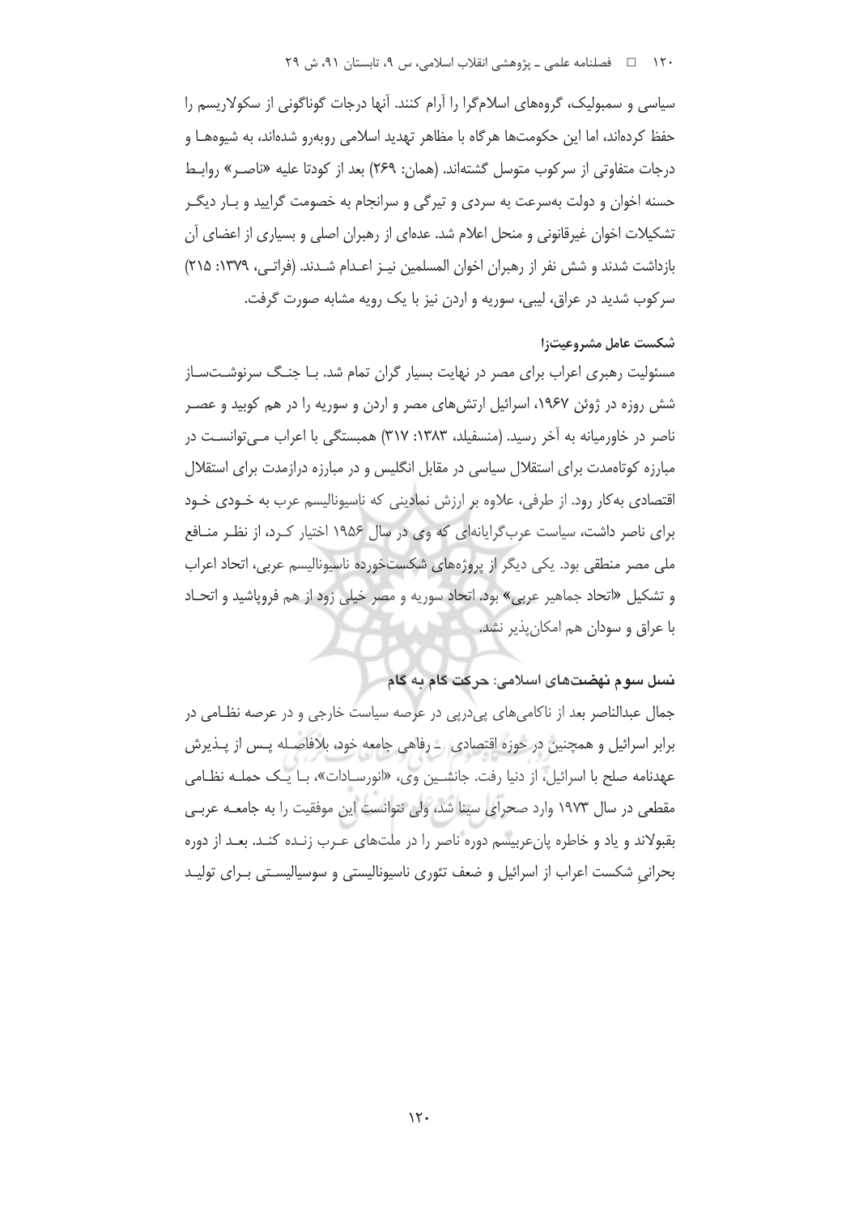سیاسی و سمبولیک، گروههای اسلامگرا را آرام کنند. آنها درجات گوناگونی از سکولاریسم را حفظ کردهاند، اما این حکومتها هرگاه با مظاهر تهدید اسلامی روبهرو شدهاند، به شیوههـا و درجات متفاوتی از سرکوب متوسل گشتهاند. (همان: ۲۶۹) بعد از کودتا علیه «ناصـر» روابـط حسنه اخوان و دولت بهسرعت به سردی و تیرگی و سرانجام به خصومت گرایید و بـار دیگـر تشکیلات اخوان غیرقانونی و منحل اعلام شد. عدهای از رهبران اصلی و بسیاری از اعضای آن بازداشت شدند و شش نفر از رهبران اخوان المسلمین نیـز اعـدام شـدند. (فراتـی، ۱۳۷۹: ۲۱۵) سرکوب شدید در عراق، لیبی، سوریه و اردن نیز با یک رویه مشابه صورت گرفت.

**شکست عامل مشروعیتزا**

مسئولیت رهبری اعراب برای مصر در نهایت بسیار گران تمام شد. بـا جنـگ سرنوشـتسـاز شش روزه در ژوئن ۱۹۶۷، اسرائیل ارتشهای مصر و اردن و سوریه را در هم کوبید و عصـر ناصر در خاورمیانه به آخر رسید. (منسفیلد، ۱۳۸۳: ۳۱۷) همبستگی با اعراب مـیتوانسـت در مبارزه کوتاهمدت برای استقلال سیاسی در مقابل انگلیس و در مبارزه درازمدت برای استقلال اقتصادی بهکار رود. از طرفی، علاوه بر ارزش نمادینی که ناسیونالیسم عرب به خـودی خـود برای ناصر داشت، سیاست عربگرایانهای که وی در سال ۱۹۵۶ اختیار کـرد، از نظـر منـافع ملی مصر منطقی بود. یکی دیگر از پروژههای شکستخورده ناسیونالیسم عربی، اتحاد اعراب و تشکیل «اتحاد جماهیر عربی» بود. اتحاد سوریه و مصر خیلی زود از هم فروپاشید و اتحـاد با عراق و سودان هم امکانپذیر نشد.

**نسل سوم نهضتهای اسلامی: حرکت گام به گام**

جمال عبدالناصر بعد از ناکامیهای پیدرپی در عرصه سیاست خارجی و در عرصه نظـامی در برابر اسرائیل و همچنین در حوزه اقتصادی ـ رفاهی جامعه خود، بلافاصـله پـس از پـذیرش عهدنامه صلح با اسرائیل، از دنیا رفت. جانشـین وی، «انورسـادات»، بـا یـک حملـه نظـامی مقطعی در سال ۱۹۷۳ وارد صحرای سینا شد، ولی نتوانست این موفقیت را به جامعـه عربـی بقبولاند و یاد و خاطره پانعربیسم دوره ناصر را در ملتهای عـرب زنـده کنـد. بعـد از دوره بحرانیِ شکست اعراب از اسرائیل و ضعف تئوری ناسیونالیستی و سوسیالیسـتی بـرای تولیـد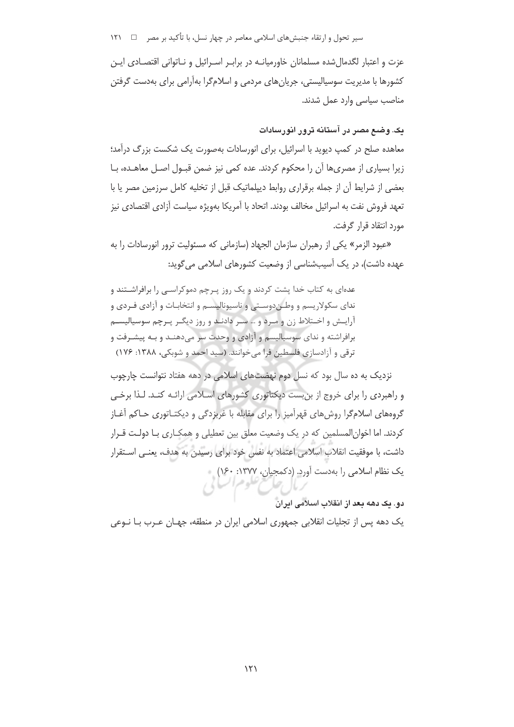عزت و اعتبار لگدمال‌شده مسلمانان خاورمیانه در برابر اسرائیل و ناتوانی اقتصادی این کشورها با مدیریت سوسیالیستی، جریان‌های مردمی و اسلام‌گرا به‌آرامی برای به‌دست گرفتن مناصب سیاسی وارد عمل شدند.

### یک. وضع مصر در آستانه ترور انورسادات

معاهده صلح در کمپ دیوید با اسرائیل، برای انورسادات به‌صورت یک شکست بزرگ درآمد؛ زیرا بسیاری از مصری‌ها آن را محکوم کردند. عده کمی نیز ضمن قبول اصل معاهده، با بعضی از شرایط آن از جمله برقراری روابط دیپلماتیک قبل از تخلیه کامل سرزمین مصر یا با تعهد فروش نفت به اسرائیل مخالف بودند. اتحاد با آمریکا به‌ویژه سیاست آزادی اقتصادی نیز مورد انتقاد قرار گرفت.

«عبود الزمر» یکی از رهبران سازمان الجهاد (سازمانی که مسئولیت ترور انورسادات را به عهده داشت)، در یک آسیب‌شناسی از وضعیت کشورهای اسلامی می‌گوید:

> عده‌ای به کتاب خدا پشت کردند و یک روز پرچم دموکراسی را برافراشتند و ندای سکولاریسم و وطن‌دوستی و ناسیونالیسم و انتخابات و آزادی فردی و آرایش و اختلاط زن و مرد و ... سر دادند و روز دیگر پرچم سوسیالیسم برافراشته و ندای سوسیالیسم و آزادی و وحدت سر می‌دهند و به پیشرفت و ترقی و آزادسازی فلسطین فرا می‌خوانند. (سید احمد و شوبکی، ۱۳۸۸: ۱۷۶)

نزدیک به ده سال بود که نسل دوم نهضت‌های اسلامی در دهه هفتاد نتوانست چارچوب و راهبردی را برای خروج از بن‌بست دیکتاتوری کشورهای اسلامی ارائه کند. لذا برخی گروه‌های اسلام‌گرا روش‌های قهرآمیز را برای مقابله با غرب‌زدگی و دیکتاتوری حاکم آغاز کردند. اما اخوان‌المسلمین که در یک وضعیت معلق بین تعطیلی و همکاری با دولت قرار داشت، با موفقیت انقلاب اسلامی اعتماد به نفس خود برای رسیدن به هدف، یعنی استقرار یک نظام اسلامی را به‌دست آورد. (دکمجیان، ۱۳۷۷: ۱۶۰)

### دو. یک دهه بعد از انقلاب اسلامی ایران

یک دهه پس از تجلیات انقلابی جمهوری اسلامی ایران در منطقه، جهان عرب با نوعی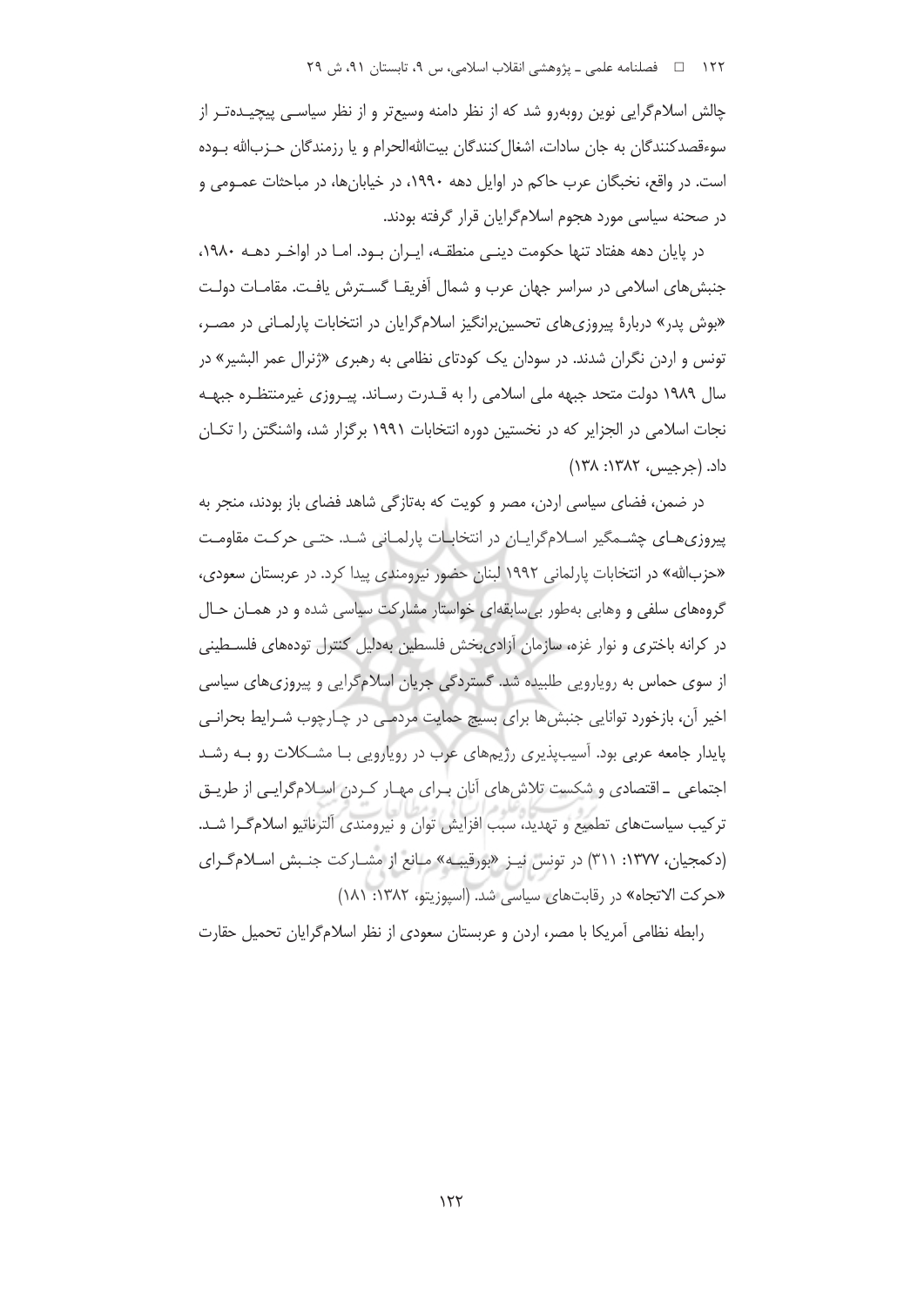چالش اسلام‌گرایی نوین روبه‌رو شد که از نظر دامنه وسیع‌تر و از نظر سیاسی پیچیده‌تر از سوءقصدکنندگان به جان سادات، اشغال‌کنندگان بیت‌الله‌الحرام و یا رزمندگان حزب‌الله بوده است. در واقع، نخبگان عرب حاکم در اوایل دهه ۱۹۹۰، در خیابان‌ها، در مباحثات عمومی و در صحنه سیاسی مورد هجوم اسلام‌گرایان قرار گرفته بودند.

در پایان دهه هفتاد تنها حکومت دینی منطقه، ایران بود. اما در اواخر دهه ۱۹۸۰، جنبش‌های اسلامی در سراسر جهان عرب و شمال آفریقا گسترش یافت. مقامات دولت «بوش پدر» دربارهٔ پیروزی‌های تحسین‌برانگیز اسلام‌گرایان در انتخابات پارلمانی در مصر، تونس و اردن نگران شدند. در سودان یک کودتای نظامی به رهبری «ژنرال عمر البشیر» در سال ۱۹۸۹ دولت متحد جبهه ملی اسلامی را به قدرت رساند. پیروزی غیرمنتظره جبهه نجات اسلامی در الجزایر که در نخستین دوره انتخابات ۱۹۹۱ برگزار شد، واشنگتن را تکان داد. (جرجیس، ۱۳۸۲: ۱۳۸)

در ضمن، فضای سیاسی اردن، مصر و کویت که به‌تازگی شاهد فضای باز بودند، منجر به پیروزی‌های چشمگیر اسلام‌گرایان در انتخابات پارلمانی شد. حتی حرکت مقاومت «حزب‌الله» در انتخابات پارلمانی ۱۹۹۲ لبنان حضور نیرومندی پیدا کرد. در عربستان سعودی، گروه‌های سلفی و وهابی به‌طور بی‌سابقه‌ای خواستار مشارکت سیاسی شده و در همان حال در کرانه باختری و نوار غزه، سازمان آزادی‌بخش فلسطین به‌دلیل کنترل توده‌های فلسطینی از سوی حماس به رویارویی طلبیده شد. گستردگی جریان اسلام‌گرایی و پیروزی‌های سیاسی اخیر آن، بازخورد توانایی جنبش‌ها برای بسیج حمایت مردمی در چارچوب شرایط بحرانی پایدار جامعه عربی بود. آسیب‌پذیری رژیم‌های عرب در رویارویی با مشکلات رو به رشد اجتماعی ـ اقتصادی و شکست تلاش‌های آنان برای مهار کردن اسلام‌گرایی از طریق ترکیب سیاست‌های تطمیع و تهدید، سبب افزایش توان و نیرومندی آلترناتیو اسلام‌گرا شد. (دکمجیان، ۱۳۷۷: ۳۱۱) در تونس نیز «بورقیبه» مانع از مشارکت جنبش اسلام‌گرای «حرکت الاتجاه» در رقابت‌های سیاسی شد. (اسپوزیتو، ۱۳۸۲: ۱۸۱)

رابطه نظامی آمریکا با مصر، اردن و عربستان سعودی از نظر اسلام‌گرایان تحمیل حقارت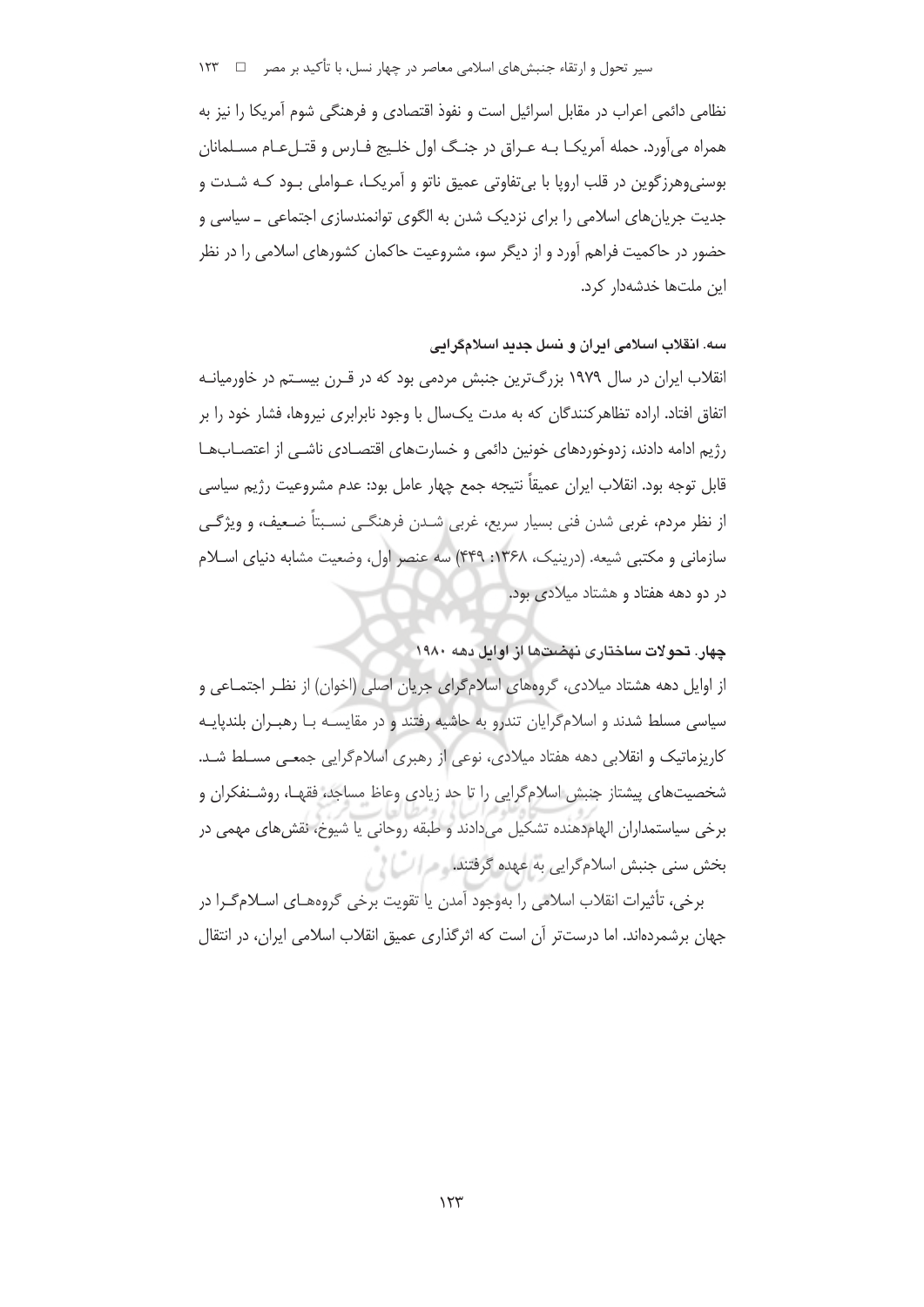نظامی دائمی اعراب در مقابل اسرائیل است و نفوذ اقتصادی و فرهنگی شوم آمریکا را نیز به همراه می‌آورد. حمله آمریکا به عراق در جنگ اول خلیج فارس و قتل‌عام مسلمانان بوسنی‌وهرزگوین در قلب اروپا با بی‌تفاوتی عمیق ناتو و آمریکا، عواملی بود که شدت و جدیت جریان‌های اسلامی را برای نزدیک شدن به الگوی توانمندسازی اجتماعی ـ سیاسی و حضور در حاکمیت فراهم آورد و از دیگر سو، مشروعیت حاکمان کشورهای اسلامی را در نظر این ملت‌ها خدشه‌دار کرد.

### سه. انقلاب اسلامی ایران و نسل جدید اسلام‌گرایی

انقلاب ایران در سال ۱۹۷۹ بزرگ‌ترین جنبش مردمی بود که در قرن بیستم در خاورمیانه اتفاق افتاد. اراده تظاهرکنندگان که به مدت یک‌سال با وجود نابرابری نیروها، فشار خود را بر رژیم ادامه دادند، زدوخوردهای خونین دائمی و خسارت‌های اقتصادی ناشی از اعتصاب‌ها قابل توجه بود. انقلاب ایران عمیقاً نتیجه جمع چهار عامل بود: عدم مشروعیت رژیم سیاسی از نظر مردم، غربی شدن فنی بسیار سریع، غربی شدن فرهنگی نسبتاً ضعیف، و ویژگی سازمانی و مکتبی شیعه. (درینیک، ۱۳۶۸: ۴۴۹) سه عنصر اول، وضعیت مشابه دنیای اسلام در دو دهه هفتاد و هشتاد میلادی بود.

### چهار. تحولات ساختاری نهضت‌ها از اوایل دهه ۱۹۸۰

از اوایل دهه هشتاد میلادی، گروه‌های اسلام‌گرای جریان اصلی (اخوان) از نظر اجتماعی و سیاسی مسلط شدند و اسلام‌گرایان تندرو به حاشیه رفتند و در مقایسه با رهبران بلندپایه کاریزماتیک و انقلابی دهه هفتاد میلادی، نوعی از رهبری اسلام‌گرایی جمعی مسلط شد. شخصیت‌های پیشتاز جنبش اسلام‌گرایی را تا حد زیادی وعاظ مساجد، فقها، روشنفکران و برخی سیاستمداران الهام‌دهنده تشکیل می‌دادند و طبقه روحانی یا شیوخ، نقش‌های مهمی در بخش سنی جنبش اسلام‌گرایی به عهده گرفتند.

برخی، تأثیرات انقلاب اسلامی را به‌وجود آمدن یا تقویت برخی گروه‌های اسلام‌گرا در جهان برشمرده‌اند. اما درست‌تر آن است که اثرگذاری عمیق انقلاب اسلامی ایران، در انتقال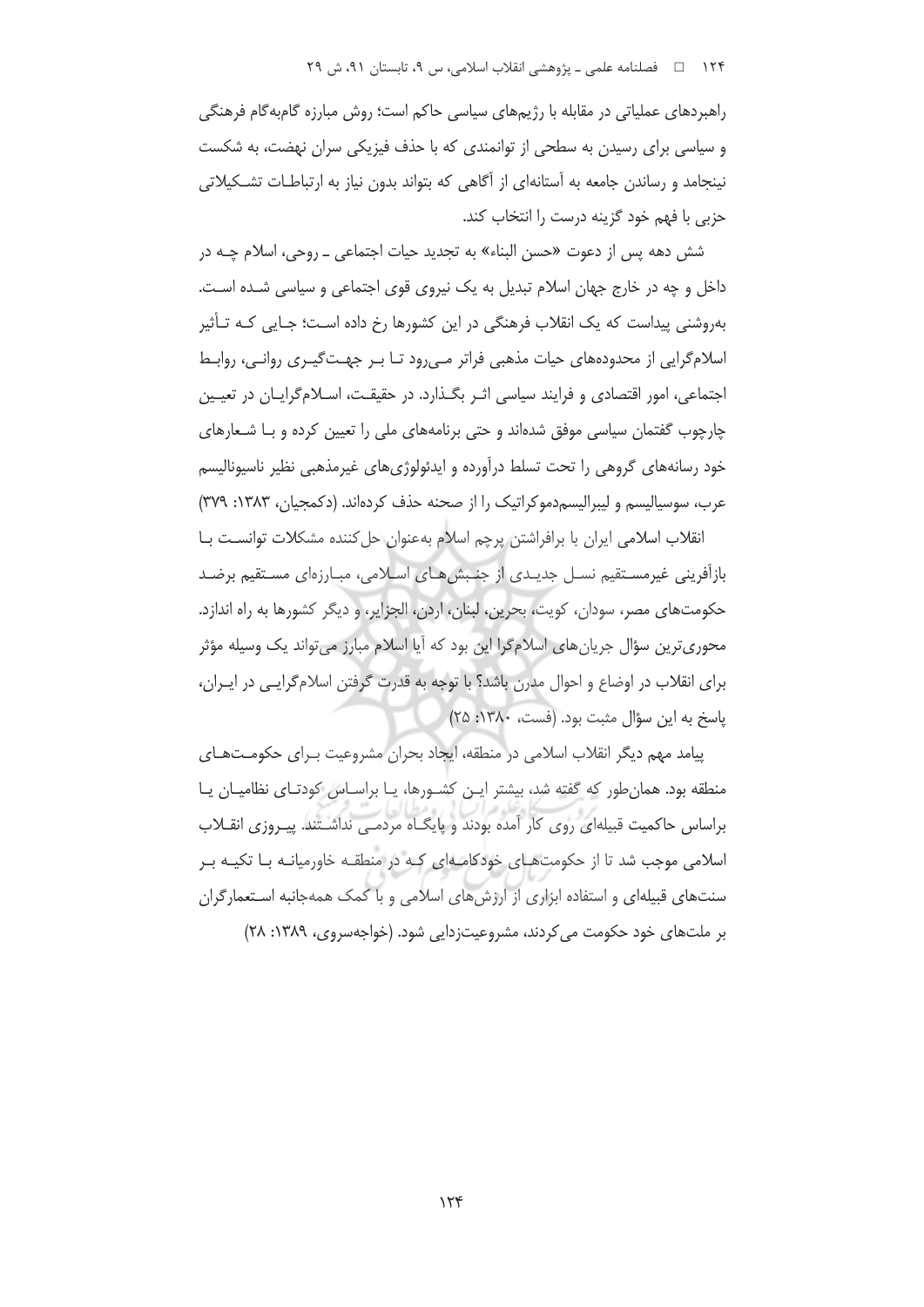راهبردهای عملیاتی در مقابله با رژیم‌های سیاسی حاکم است؛ روش مبارزه گام‌به‌گام فرهنگی و سیاسی برای رسیدن به سطحی از توانمندی که با حذف فیزیکی سران نهضت، به شکست نینجامد و رساندن جامعه به آستانه‌ای از آگاهی که بتواند بدون نیاز به ارتباطات تشکیلاتی حزبی با فهم خود گزینه درست را انتخاب کند.

شش دهه پس از دعوت «حسن البناء» به تجدید حیات اجتماعی ـ روحی، اسلام چه در داخل و چه در خارج جهان اسلام تبدیل به یک نیروی قوی اجتماعی و سیاسی شده است. به‌روشنی پیداست که یک انقلاب فرهنگی در این کشورها رخ داده است؛ جایی که تأثیر اسلام‌گرایی از محدوده‌های حیات مذهبی فراتر می‌رود تا بر جهت‌گیری روانی، روابط اجتماعی، امور اقتصادی و فرایند سیاسی اثر بگذارد. در حقیقت، اسلام‌گرایان در تعیین چارچوب گفتمان سیاسی موفق شده‌اند و حتی برنامه‌های ملی را تعیین کرده و با شعارهای خود رسانه‌های گروهی را تحت تسلط درآورده و ایدئولوژی‌های غیرمذهبی نظیر ناسیونالیسم عرب، سوسیالیسم و لیبرالیسم‌دموکراتیک را از صحنه حذف کرده‌اند. (دکمجیان، ۱۳۸۳: ۳۷۹)

انقلاب اسلامی ایران با برافراشتن پرچم اسلام به‌عنوان حل‌کننده مشکلات توانست با بازآفرینی غیرمستقیم نسل جدیدی از جنبش‌های اسلامی، مبارزه‌ای مستقیم برضد حکومت‌های مصر، سودان، کویت، بحرین، لبنان، اردن، الجزایر، و دیگر کشورها به راه اندازد. محوری‌ترین سؤال جریان‌های اسلام‌گرا این بود که آیا اسلام مبارز می‌تواند یک وسیله مؤثر برای انقلاب در اوضاع و احوال مدرن باشد؟ با توجه به قدرت گرفتن اسلام‌گرایی در ایران، پاسخ به این سؤال مثبت بود. (فست، ۱۳۸۰: ۲۵)

پیامد مهم دیگر انقلاب اسلامی در منطقه، ایجاد بحران مشروعیت برای حکومت‌های منطقه بود. همان‌طور که گفته شد، بیشتر این کشورها، یا براساس کودتای نظامیان یا براساس حاکمیت قبیله‌ای روی کار آمده بودند و پایگاه مردمی نداشتند. پیروزی انقلاب اسلامی موجب شد تا از حکومت‌های خودکامه‌ای که در منطقه خاورمیانه با تکیه بر سنت‌های قبیله‌ای و استفاده ابزاری از ارزش‌های اسلامی و با کمک همه‌جانبه استعمارگران بر ملت‌های خود حکومت می‌کردند، مشروعیت‌زدایی شود. (خواجه‌سروی، ۱۳۸۹: ۲۸)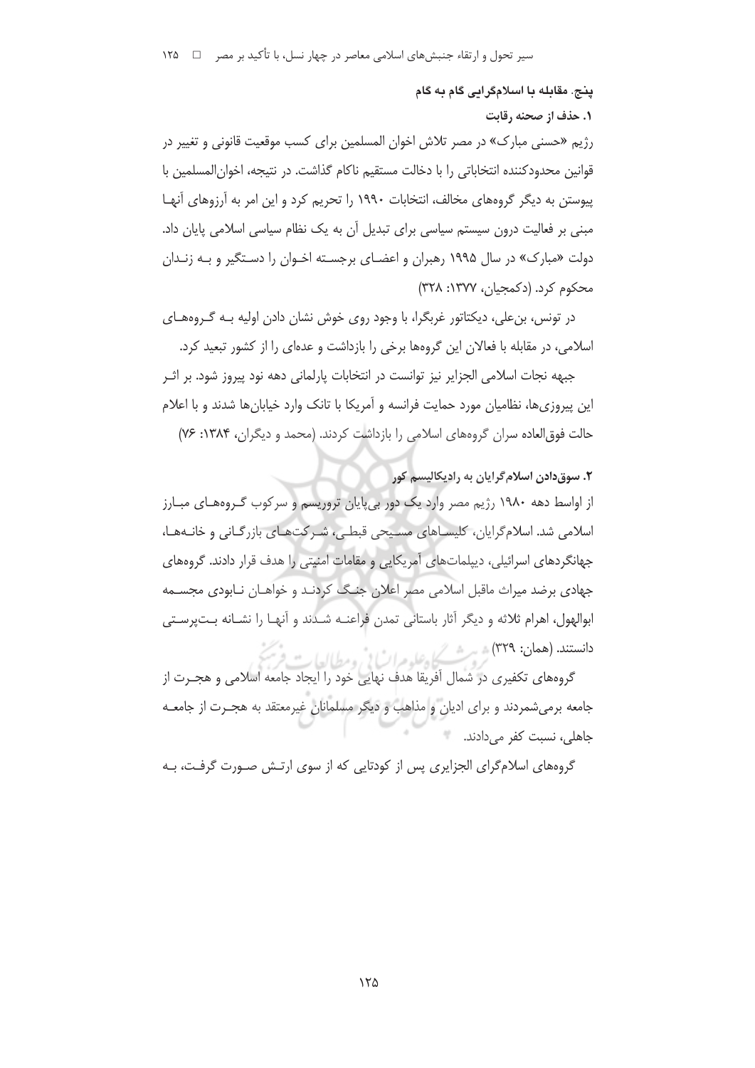**پنج. مقابله با اسلام‌گرایی گام به گام**

**۱. حذف از صحنه رقابت**

رژیم «حسنی مبارک» در مصر تلاش اخوان المسلمین برای کسب موقعیت قانونی و تغییر در قوانین محدودکننده انتخاباتی را با دخالت مستقیم ناکام گذاشت. در نتیجه، اخوان‌المسلمین با پیوستن به دیگر گروه‌های مخالف، انتخابات ۱۹۹۰ را تحریم کرد و این امر به آرزوهای آنها مبنی بر فعالیت درون سیستم سیاسی برای تبدیل آن به یک نظام سیاسی اسلامی پایان داد. دولت «مبارک» در سال ۱۹۹۵ رهبران و اعضای برجسته اخوان را دستگیر و به زندان محکوم کرد. (دکمجیان، ۱۳۷۷: ۳۲۸)

در تونس، بن‌علی، دیکتاتور غرب‌گرا، با وجود روی خوش نشان دادن اولیه به گروه‌های اسلامی، در مقابله با فعالان این گروه‌ها برخی را بازداشت و عده‌ای را از کشور تبعید کرد.

جبهه نجات اسلامی الجزایر نیز توانست در انتخابات پارلمانی دهه نود پیروز شود. بر اثر این پیروزی‌ها، نظامیان مورد حمایت فرانسه و آمریکا با تانک وارد خیابان‌ها شدند و با اعلام حالت فوق‌العاده سران گروه‌های اسلامی را بازداشت کردند. (محمد و دیگران، ۱۳۸۴: ۷۶)

**۲. سوق‌دادن اسلام‌گرایان به رادیکالیسم کور**

از اواسط دهه ۱۹۸۰ رژیم مصر وارد یک دور بی‌پایان تروریسم و سرکوب گروه‌های مبارز اسلامی شد. اسلام‌گرایان، کلیساهای مسیحی قبطی، شرکت‌های بازرگانی و خانه‌ها، جهانگردهای اسرائیلی، دیپلمات‌های آمریکایی و مقامات امنیتی را هدف قرار دادند. گروه‌های جهادی برضد میراث ماقبل اسلامی مصر اعلان جنگ کردند و خواهان نابودی مجسمه ابوالهول، اهرام ثلاثه و دیگر آثار باستانی تمدن فراعنه شدند و آنها را نشانه بت‌پرستی دانستند. (همان: ۳۲۹)

گروه‌های تکفیری در شمال آفریقا هدف نهایی خود را ایجاد جامعه اسلامی و هجرت از جامعه برمی‌شمردند و برای ادیان و مذاهب و دیگر مسلمانان غیرمعتقد به هجرت از جامعه جاهلی، نسبت کفر می‌دادند.

گروه‌های اسلام‌گرای الجزایری پس از کودتایی که از سوی ارتش صورت گرفت، به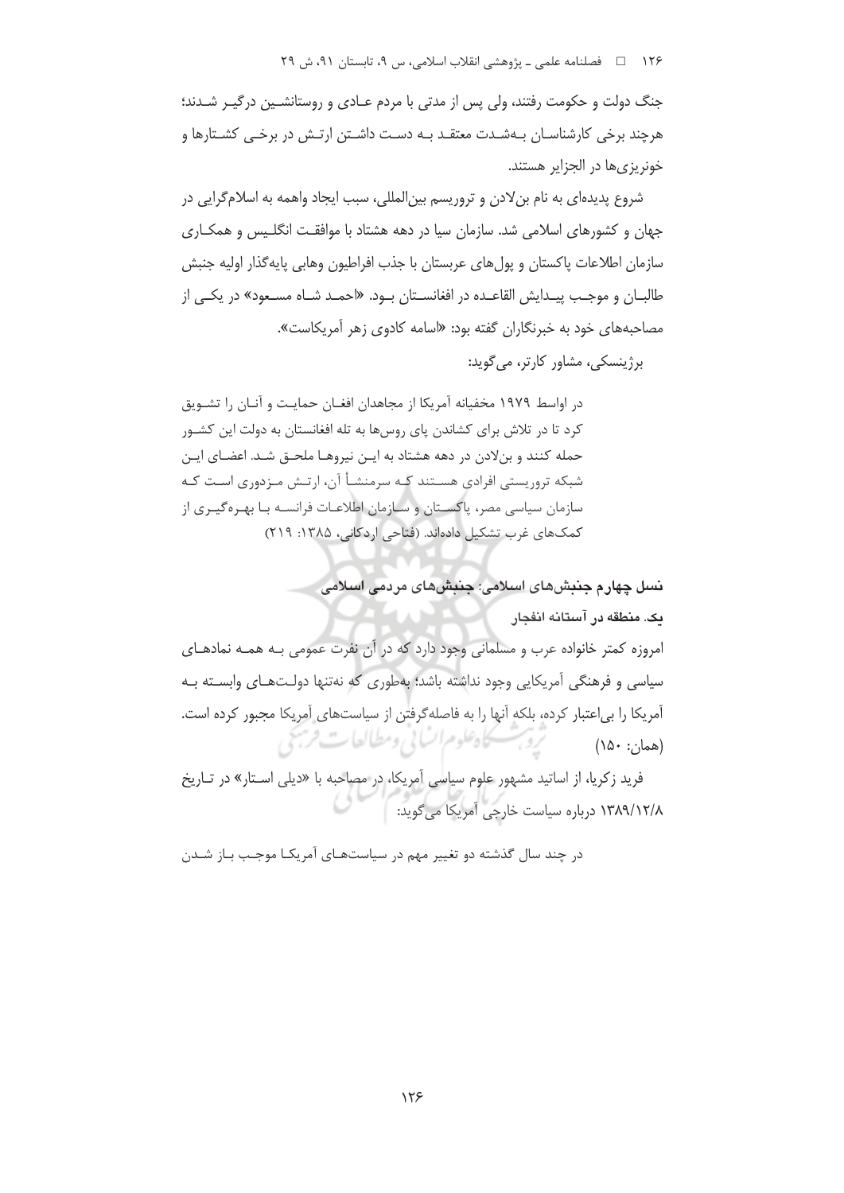جنگ دولت و حکومت رفتند، ولی پس از مدتی با مردم عادی و روستانشین درگیر شدند؛ هرچند برخی کارشناسان به‌شدت معتقد به دست داشتن ارتش در برخی کشتارها و خونریزی‌ها در الجزایر هستند.

شروع پدیده‌ای به نام بن‌لادن و تروریسم بین‌المللی، سبب ایجاد واهمه به اسلام‌گرایی در جهان و کشورهای اسلامی شد. سازمان سیا در دهه هشتاد با موافقت انگلیس و همکاری سازمان اطلاعات پاکستان و پول‌های عربستان با جذب افراطیون وهابی پایه‌گذار اولیه جنبش طالبان و موجب پیدایش القاعده در افغانستان بود. «احمد شاه مسعود» در یکی از مصاحبه‌های خود به خبرنگاران گفته بود: «اسامه کادوی زهر آمریکاست».

برژینسکی، مشاور کارتر، می‌گوید:

> در اواسط ۱۹۷۹ مخفیانه آمریکا از مجاهدان افغان حمایت و آنان را تشویق کرد تا در تلاش برای کشاندن پای روس‌ها به تله افغانستان به دولت این کشور حمله کنند و بن‌لادن در دهه هشتاد به این نیروها ملحق شد. اعضای این شبکه تروریستی افرادی هستند که سرمنشأ آن، ارتش مزدوری است که سازمان سیاسی مصر، پاکستان و سازمان اطلاعات فرانسه با بهره‌گیری از کمک‌های غرب تشکیل داده‌اند. (فتاحی اردکانی، ۱۳۸۵: ۲۱۹)

### نسل چهارم جنبش‌های اسلامی: جنبش‌های مردمی اسلامی

#### یک. منطقه در آستانه انفجار

امروزه کمتر خانواده عرب و مسلمانی وجود دارد که در آن نفرت عمومی به همه نمادهای سیاسی و فرهنگی آمریکایی وجود نداشته باشد؛ به‌طوری که نه‌تنها دولت‌های وابسته به آمریکا را بی‌اعتبار کرده، بلکه آنها را به فاصله‌گرفتن از سیاست‌های آمریکا مجبور کرده است. (همان: ۱۵۰)

فرید زکریا، از اساتید مشهور علوم سیاسی آمریکا، در مصاحبه با «دیلی استار» در تاریخ ۱۳۸۹/۱۲/۸ درباره سیاست خارجی آمریکا می‌گوید:

> در چند سال گذشته دو تغییر مهم در سیاست‌های آمریکا موجب باز شدن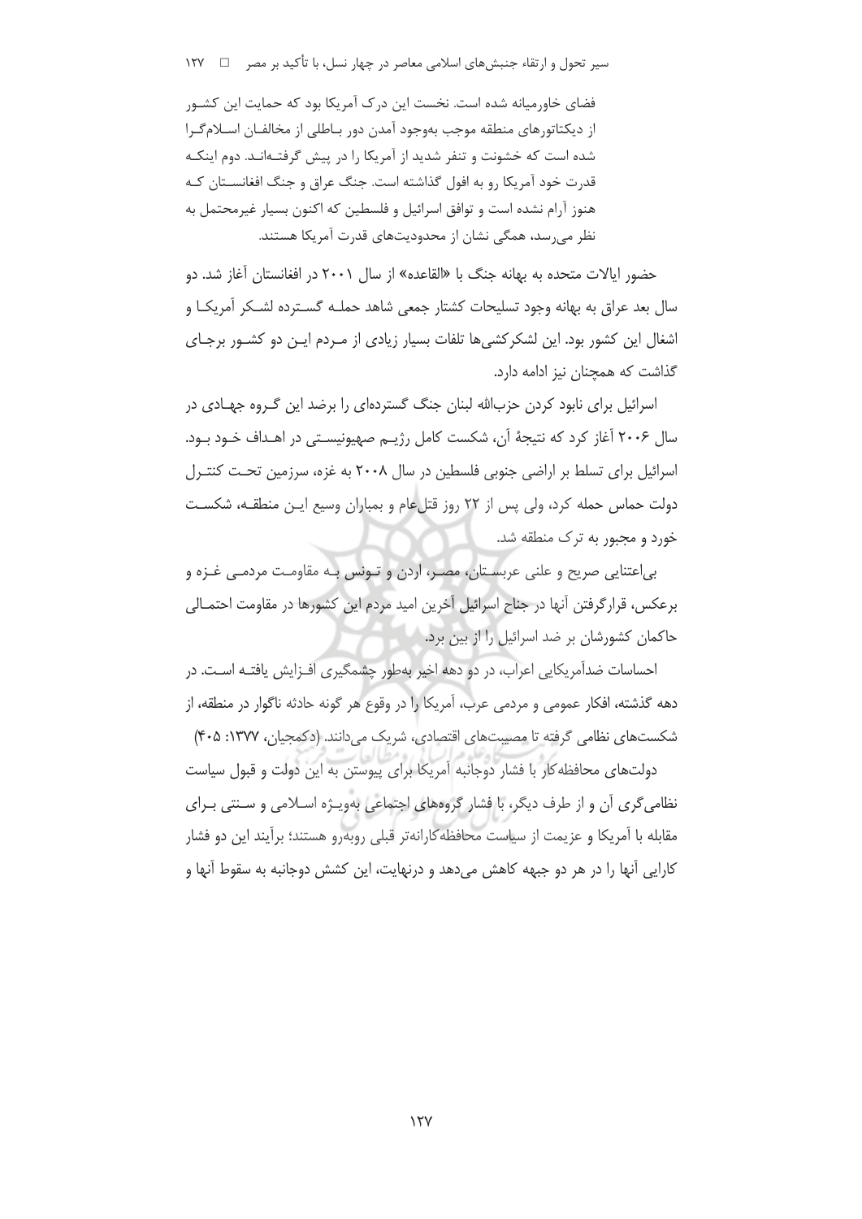فضای خاورمیانه شده است. نخست این درک آمریکا بود که حمایت این کشور از دیکتاتورهای منطقه موجب به‌وجود آمدن دور باطلی از مخالفان اسلام‌گرا شده است که خشونت و تنفر شدید از آمریکا را در پیش گرفته‌اند. دوم اینکه قدرت خود آمریکا رو به افول گذاشته است. جنگ عراق و جنگ افغانستان که هنوز آرام نشده است و توافق اسرائیل و فلسطین که اکنون بسیار غیرمحتمل به نظر می‌رسد، همگی نشان از محدودیت‌های قدرت آمریکا هستند.

حضور ایالات متحده به بهانه جنگ با «القاعده» از سال ۲۰۰۱ در افغانستان آغاز شد. دو سال بعد عراق به بهانه وجود تسلیحات کشتار جمعی شاهد حمله گسترده لشکر آمریکا و اشغال این کشور بود. این لشکرکشی‌ها تلفات بسیار زیادی از مردم این دو کشور برجای گذاشت که همچنان نیز ادامه دارد.

اسرائیل برای نابود کردن حزب‌الله لبنان جنگ گسترده‌ای را برضد این گروه جهادی در سال ۲۰۰۶ آغاز کرد که نتیجهٔ آن، شکست کامل رژیم صهیونیستی در اهداف خود بود. اسرائیل برای تسلط بر اراضی جنوبی فلسطین در سال ۲۰۰۸ به غزه، سرزمین تحت کنترل دولت حماس حمله کرد، ولی پس از ۲۲ روز قتل‌عام و بمباران وسیع این منطقه، شکست خورد و مجبور به ترک منطقه شد.

بی‌اعتنایی صریح و علنی عربستان، مصر، اردن و تونس به مقاومت مردمی غزه و برعکس، قرارگرفتن آنها در جناح اسرائیل آخرین امید مردم این کشورها در مقاومت احتمالی حاکمان کشورشان بر ضد اسرائیل را از بین برد.

احساسات ضدآمریکایی اعراب، در دو دهه اخیر به‌طور چشمگیری افزایش یافته است. در دهه گذشته، افکار عمومی و مردمی عرب، آمریکا را در وقوع هر گونه حادثه ناگوار در منطقه، از شکست‌های نظامی گرفته تا مصیبت‌های اقتصادی، شریک می‌دانند. (دکمجیان، ۱۳۷۷: ۴۰۵)

دولت‌های محافظه‌کار با فشار دوجانبه آمریکا برای پیوستن به این دولت و قبول سیاست نظامی‌گری آن و از طرف دیگر، با فشار گروه‌های اجتماعی به‌ویژه اسلامی و سنتی برای مقابله با آمریکا و عزیمت از سیاست محافظه‌کارانه‌تر قبلی روبه‌رو هستند؛ برآیند این دو فشار کارایی آنها را در هر دو جبهه کاهش می‌دهد و درنهایت، این کشش دوجانبه به سقوط آنها و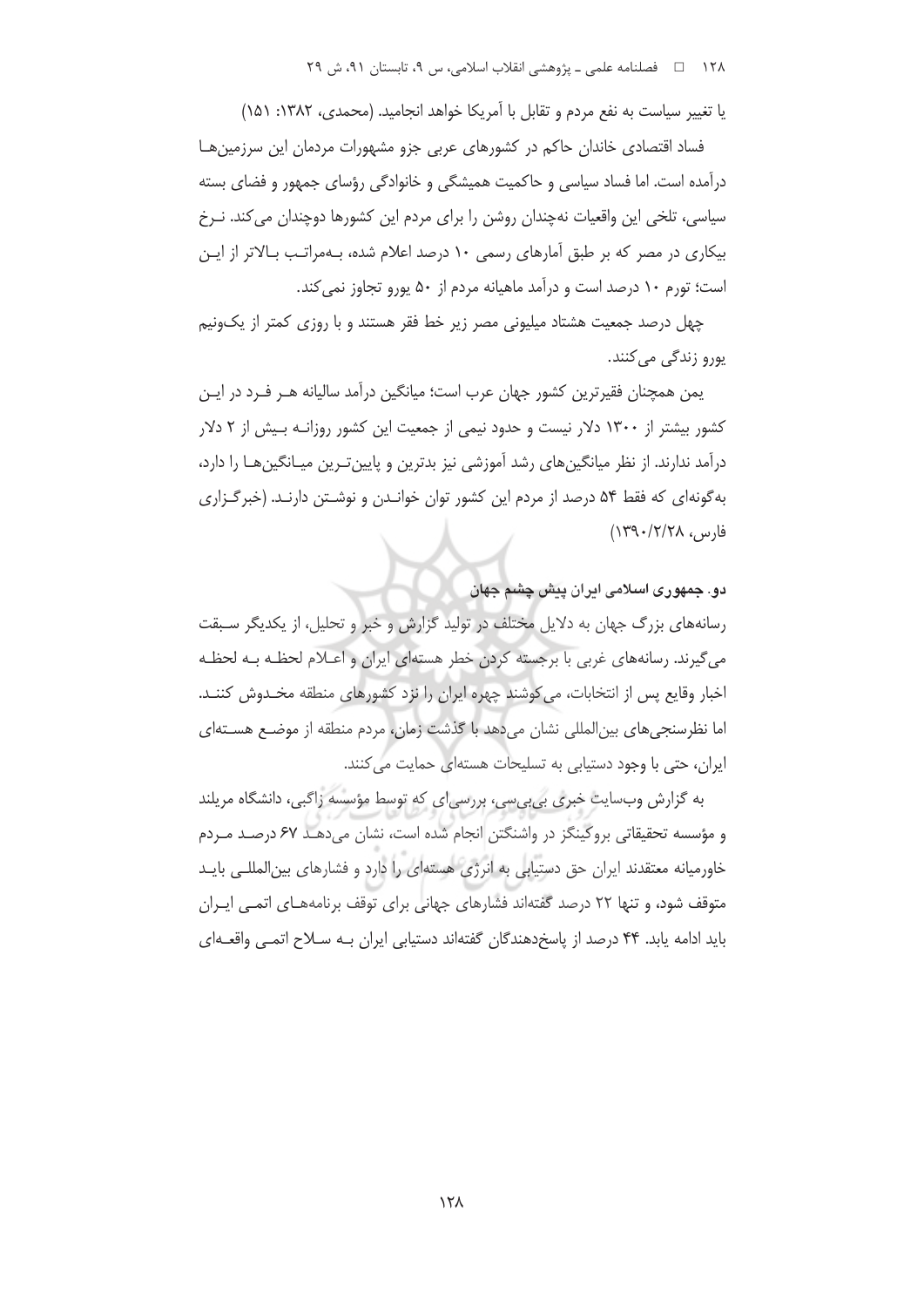یا تغییر سیاست به نفع مردم و تقابل با آمریکا خواهد انجامید. (محمدی، ۱۳۸۲: ۱۵۱)

فساد اقتصادی خاندان حاکم در کشورهای عربی جزو مشهورات مردمان این سرزمین‌ها درآمده است. اما فساد سیاسی و حاکمیت همیشگی و خانوادگی رؤسای جمهور و فضای بسته سیاسی، تلخی این واقعیات نه‌چندان روشن را برای مردم این کشورها دوچندان می‌کند. نرخ بیکاری در مصر که بر طبق آمارهای رسمی ۱۰ درصد اعلام شده، به‌مراتب بالاتر از این است؛ تورم ۱۰ درصد است و درآمد ماهیانه مردم از ۵۰ یورو تجاوز نمی‌کند.

چهل درصد جمعیت هشتاد میلیونی مصر زیر خط فقر هستند و با روزی کمتر از یک‌ونیم یورو زندگی می‌کنند.

یمن همچنان فقیرترین کشور جهان عرب است؛ میانگین درآمد سالیانه هر فرد در این کشور بیشتر از ۱۳۰۰ دلار نیست و حدود نیمی از جمعیت این کشور روزانه بیش از ۲ دلار درآمد ندارند. از نظر میانگین‌های رشد آموزشی نیز بدترین و پایین‌ترین میانگین‌ها را دارد، به‌گونه‌ای که فقط ۵۴ درصد از مردم این کشور توان خواندن و نوشتن دارند. (خبرگزاری فارس، ۱۳۹۰/۲/۲۸)

### دو. جمهوری اسلامی ایران پیش چشم جهان

رسانه‌های بزرگ جهان به دلایل مختلف در تولید گزارش و خبر و تحلیل، از یکدیگر سبقت می‌گیرند. رسانه‌های غربی با برجسته کردن خطر هسته‌ای ایران و اعلام لحظه به لحظه اخبار وقایع پس از انتخابات، می‌کوشند چهره ایران را نزد کشورهای منطقه مخدوش کنند. اما نظرسنجی‌های بین‌المللی نشان می‌دهد با گذشت زمان، مردم منطقه از موضع هسته‌ای ایران، حتی با وجود دستیابی به تسلیحات هسته‌ای حمایت می‌کنند.

به گزارش وب‌سایت خبری بی‌بی‌سی، بررسی‌ای که توسط مؤسسه زاگبی، دانشگاه مریلند و مؤسسه تحقیقاتی بروکینگز در واشنگتن انجام شده است، نشان می‌دهد ۶۷ درصد مردم خاورمیانه معتقدند ایران حق دستیابی به انرژی هسته‌ای را دارد و فشارهای بین‌المللی باید متوقف شود، و تنها ۲۲ درصد گفته‌اند فشارهای جهانی برای توقف برنامه‌های اتمی ایران باید ادامه یابد. ۴۴ درصد از پاسخ‌دهندگان گفته‌اند دستیابی ایران به سلاح اتمی واقعه‌ای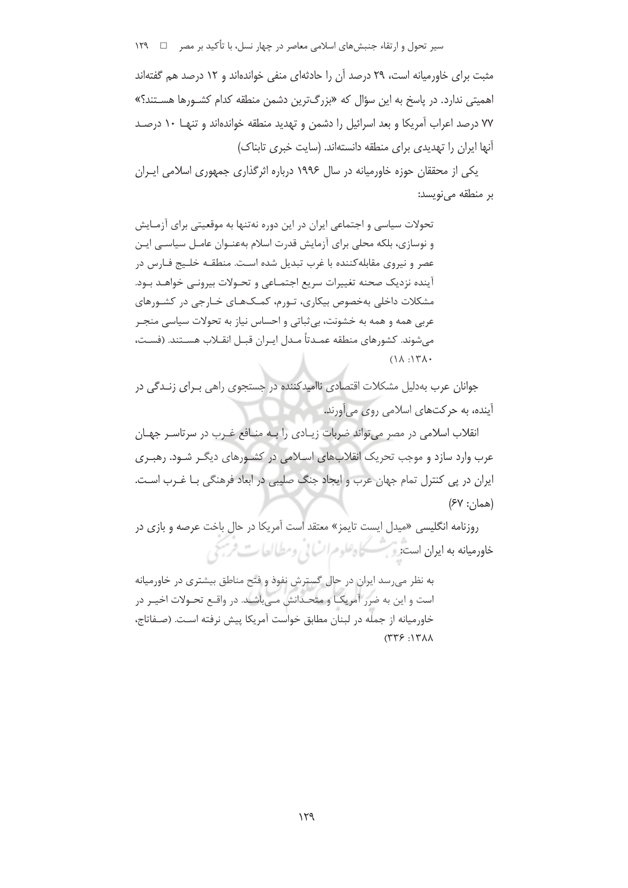مثبت برای خاورمیانه است، ۲۹ درصد آن را حادثه‌ای منفی خوانده‌اند و ۱۲ درصد هم گفته‌اند اهمیتی ندارد. در پاسخ به این سؤال که «بزرگ‌ترین دشمن منطقه کدام کشورها هستند؟» ۷۷ درصد اعراب آمریکا و بعد اسرائیل را دشمن و تهدید منطقه خوانده‌اند و تنها ۱۰ درصد آنها ایران را تهدیدی برای منطقه دانسته‌اند. (سایت خبری تابناک)

یکی از محققان حوزه خاورمیانه در سال ۱۹۹۶ درباره اثرگذاری جمهوری اسلامی ایران بر منطقه می‌نویسد:

> تحولات سیاسی و اجتماعی ایران در این دوره نه‌تنها به موقعیتی برای آزمایش و نوسازی، بلکه محلی برای آزمایش قدرت اسلام به‌عنوان عامل سیاسی این عصر و نیروی مقابله‌کننده با غرب تبدیل شده است. منطقه خلیج فارس در آینده نزدیک صحنه تغییرات سریع اجتماعی و تحولات بیرونی خواهد بود. مشکلات داخلی به‌خصوص بیکاری، تورم، کمک‌های خارجی در کشورهای عربی همه و همه به خشونت، بی‌ثباتی و احساس نیاز به تحولات سیاسی منجر می‌شوند. کشورهای منطقه عمدتاً مدل ایران قبل انقلاب هستند. (فست، ۱۳۸۰: ۱۸)

جوانان عرب به‌دلیل مشکلات اقتصادی ناامیدکننده در جستجوی راهی برای زندگی در آینده، به حرکت‌های اسلامی روی می‌آورند.

انقلاب اسلامی در مصر می‌تواند ضربات زیادی را به منافع غرب در سرتاسر جهان عرب وارد سازد و موجب تحریک انقلاب‌های اسلامی در کشورهای دیگر شود. رهبری ایران در پی کنترل تمام جهان عرب و ایجاد جنگ صلیبی در ابعاد فرهنگی با غرب است. (همان: ۶۷)

روزنامه انگلیسی «میدل ایست تایمز» معتقد است آمریکا در حال باخت عرصه و بازی در خاورمیانه به ایران است:

> به نظر می‌رسد ایران در حال گسترش نفوذ و فتح مناطق بیشتری در خاورمیانه است و این به ضرر آمریکا و متحدانش می‌باشد. در واقع تحولات اخیر در خاورمیانه از جمله در لبنان مطابق خواست آمریکا پیش نرفته است. (صفاتاج، ۱۳۸۸: ۳۳۶)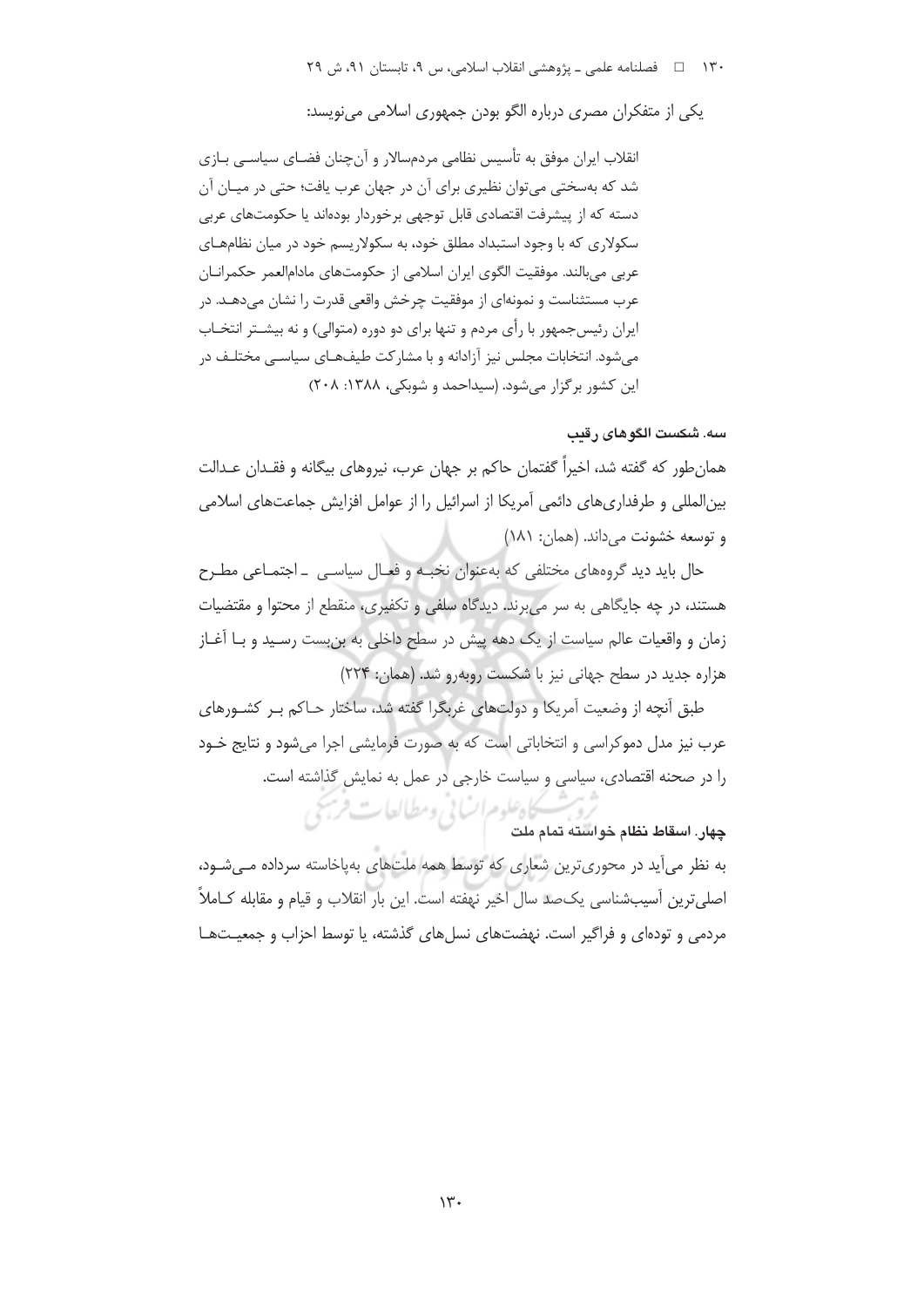یکی از متفکران مصری درباره الگو بودن جمهوری اسلامی می‌نویسد:

> انقلاب ایران موفق به تأسیس نظامی مردم‌سالار و آن‌چنان فضای سیاسی بازی شد که به‌سختی می‌توان نظیری برای آن در جهان عرب یافت؛ حتی در میان آن دسته که از پیشرفت اقتصادی قابل توجهی برخوردار بوده‌اند یا حکومت‌های عربی سکولاری که با وجود استبداد مطلق خود، به سکولاریسم خود در میان نظام‌های عربی می‌بالند. موفقیت الگوی ایران اسلامی از حکومت‌های مادام‌العمر حکمرانان عرب مستثناست و نمونه‌ای از موفقیت چرخش واقعی قدرت را نشان می‌دهد. در ایران رئیس‌جمهور با رأی مردم و تنها برای دو دوره (متوالی) و نه بیشتر انتخاب می‌شود. انتخابات مجلس نیز آزادانه و با مشارکت طیف‌های سیاسی مختلف در این کشور برگزار می‌شود. (سیداحمد و شوبکی، ۱۳۸۸: ۲۰۸)

**سه. شکست الگوهای رقیب**

همان‌طور که گفته شد، اخیراً گفتمان حاکم بر جهان عرب، نیروهای بیگانه و فقدان عدالت بین‌المللی و طرفداری‌های دائمی آمریکا از اسرائیل را از عوامل افزایش جماعت‌های اسلامی و توسعه خشونت می‌داند. (همان: ۱۸۱)

حال باید دید گروه‌های مختلفی که به‌عنوان نخبه و فعال سیاسی ـ اجتماعی مطرح هستند، در چه جایگاهی به سر می‌برند. دیدگاه سلفی و تکفیری، منقطع از محتوا و مقتضیات زمان و واقعیات عالم سیاست از یک دهه پیش در سطح داخلی به بن‌بست رسید و با آغاز هزاره جدید در سطح جهانی نیز با شکست روبه‌رو شد. (همان: ۲۲۴)

طبق آنچه از وضعیت آمریکا و دولت‌های غربگرا گفته شد، ساختار حاکم بر کشورهای عرب نیز مدل دموکراسی و انتخاباتی است که به صورت فرمایشی اجرا می‌شود و نتایج خود را در صحنه اقتصادی، سیاسی و سیاست خارجی در عمل به نمایش گذاشته است.

**چهار. اسقاط نظام خواسته تمام ملت**

به نظر می‌آید در محوری‌ترین شعاری که توسط همه ملت‌های به‌پاخاسته سرداده می‌شود، اصلی‌ترین آسیب‌شناسی یک‌صد سال اخیر نهفته است. این بار انقلاب و قیام و مقابله کاملاً مردمی و توده‌ای و فراگیر است. نهضت‌های نسل‌های گذشته، یا توسط احزاب و جمعیت‌ها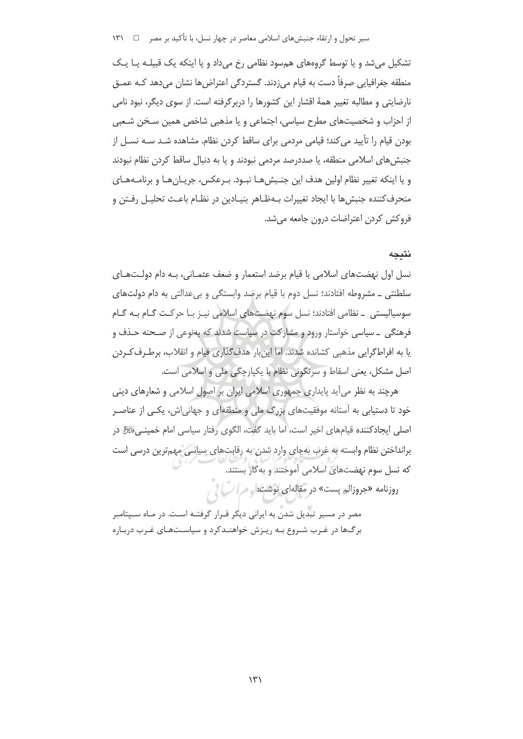تشکیل می‌شد و یا توسط گروه‌های هم‌سود نظامی رخ می‌داد و یا اینکه یک قبیله یا یک منطقه جغرافیایی صرفاً دست به قیام می‌زدند. گستردگی اعتراض‌ها نشان می‌دهد که عمق نارضایتی و مطالبه تغییر همهٔ اقشار این کشورها را دربرگرفته است. از سوی دیگر، نبود نامی از احزاب و شخصیت‌های مطرح سیاسی، اجتماعی و یا مذهبی شاخص همین سخن شعبی بودن قیام را تأیید می‌کند؛ قیامی مردمی برای ساقط کردن نظام. مشاهده شد سه نسل از جنبش‌های اسلامی منطقه، یا صددرصد مردمی نبودند و یا به دنبال ساقط کردن نظام نبودند و یا اینکه تغییر نظام اولین هدف این جنبش‌ها نبود. برعکس، جریان‌ها و برنامه‌های منحرف‌کننده جنبش‌ها با ایجاد تغییرات به‌ظاهر بنیادین در نظام باعث تحلیل رفتن و فروکش کردن اعتراضات درون جامعه می‌شد.

## نتیجه

نسل اول نهضت‌های اسلامی با قیام برضد استعمار و ضعف عثمانی، به دام دولت‌های سلطنتی ـ مشروطه افتادند؛ نسل دوم با قیام برضد وابستگی و بی‌عدالتی به دام دولت‌های سوسیالیستی ـ نظامی افتادند؛ نسل سوم نهضت‌های اسلامی نیز با حرکت گام به گام فرهنگی ـ سیاسی خواستار ورود و مشارکت در سیاست شدند که به‌نوعی از صحنه حذف و یا به افراط‌گرایی مذهبی کشانده شدند. اما این‌بار هدف‌گذاری قیام و انقلاب، برطرف‌کردن اصل مشکل، یعنی اسقاط و سرنگونی نظام با یکپارچگی ملی و اسلامی است.

هرچند به نظر می‌آید پایداری جمهوری اسلامی ایران بر اصول اسلامی و شعارهای دینی خود تا دستیابی به آستانه موفقیت‌های بزرگ ملی و منطقه‌ای و جهانی‌اش، یکی از عناصر اصلی ایجادکننده قیام‌های اخیر است، اما باید گفت، الگوی رفتار سیاسی امام خمینی‌قدس‌سره در برانداختن نظام وابسته به غرب به‌جای وارد شدن به رقابت‌های سیاسی مهم‌ترین درسی است که نسل سوم نهضت‌های اسلامی آموختند و به‌کار بستند.

روزنامه «جروزالم پست» در مقاله‌ای نوشت:

> مصر در مسیر تبدیل شدن به ایرانی دیگر قرار گرفته است. در ماه سپتامبر برگ‌ها در غرب شروع به ریزش خواهندکرد و سیاست‌های غرب درباره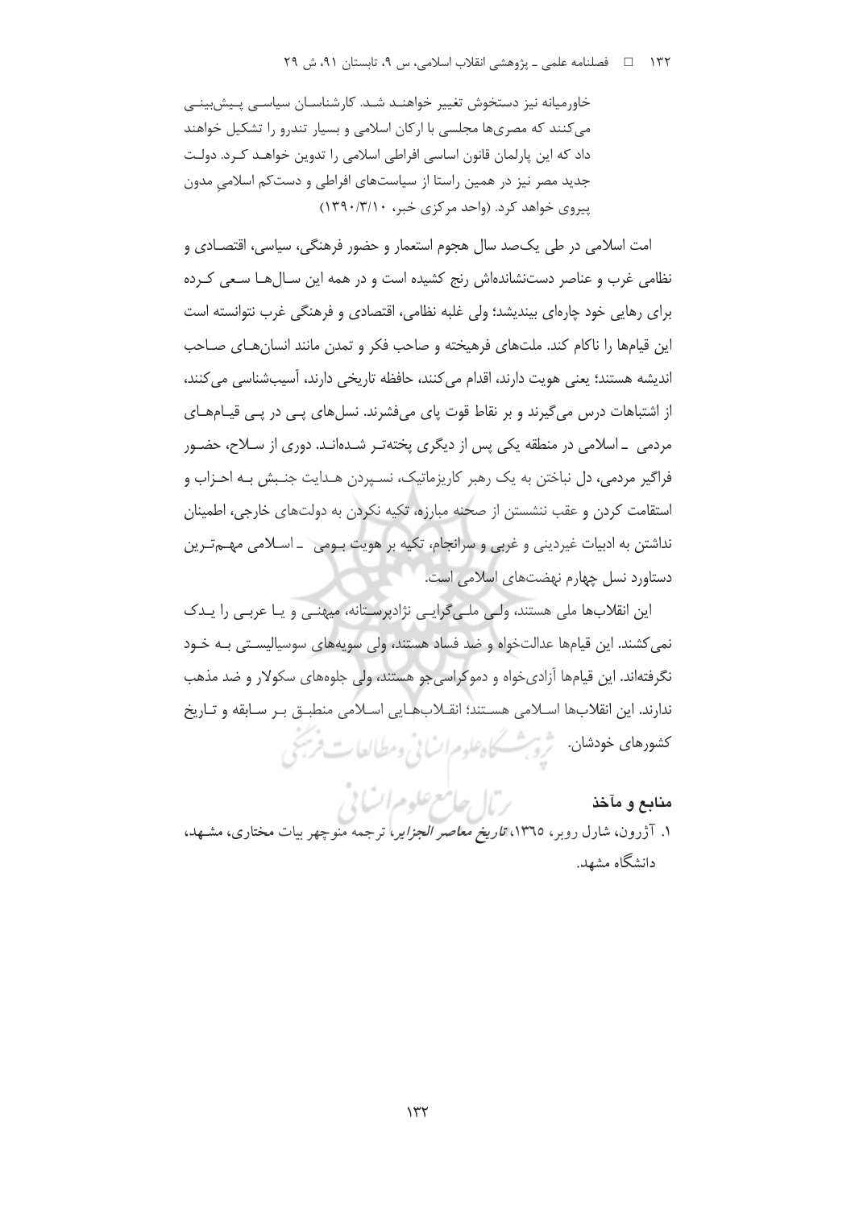خاورمیانه نیز دستخوش تغییر خواهند شد. کارشناسان سیاسی پیش‌بینی می‌کنند که مصری‌ها مجلسی با ارکان اسلامی و بسیار تندرو را تشکیل خواهند داد که این پارلمان قانون اساسی افراطی اسلامی را تدوین خواهد کرد. دولت جدید مصر نیز در همین راستا از سیاست‌های افراطی و دست‌کم اسلامیِ مدون پیروی خواهد کرد. (واحد مرکزی خبر، ۱۳۹۰/۳/۱۰)

امت اسلامی در طی یک‌صد سال هجوم استعمار و حضور فرهنگی، سیاسی، اقتصادی و نظامی غرب و عناصر دست‌نشانده‌اش رنج کشیده است و در همه این سال‌ها سعی کرده برای رهایی خود چاره‌ای بیندیشد؛ ولی غلبه نظامی، اقتصادی و فرهنگی غرب نتوانسته است این قیام‌ها را ناکام کند. ملت‌های فرهیخته و صاحب فکر و تمدن مانند انسان‌های صاحب اندیشه هستند؛ یعنی هویت دارند، اقدام می‌کنند، حافظه تاریخی دارند، آسیب‌شناسی می‌کنند، از اشتباهات درس می‌گیرند و بر نقاط قوت پای می‌فشرند. نسل‌های پی در پی قیام‌های مردمی ـ اسلامی در منطقه یکی پس از دیگری پخته‌تر شده‌اند. دوری از سلاح، حضور فراگیر مردمی، دل نباختن به یک رهبر کاریزماتیک، نسپردن هدایت جنبش به احزاب و استقامت کردن و عقب ننشستن از صحنه مبارزه، تکیه نکردن به دولت‌های خارجی، اطمینان نداشتن به ادبیات غیردینی و غربی و سرانجام، تکیه بر هویت بومی ـ اسلامی مهم‌ترین دستاورد نسل چهارم نهضت‌های اسلامی است.

این انقلاب‌ها ملی هستند، ولی ملی‌گرایی نژادپرستانه، میهنی و یا عربی را یدک نمی‌کشند. این قیام‌ها عدالت‌خواه و ضد فساد هستند، ولی سویه‌های سوسیالیستی به خود نگرفته‌اند. این قیام‌ها آزادی‌خواه و دموکراسی‌جو هستند، ولی جلوه‌های سکولار و ضد مذهب ندارند. این انقلاب‌ها اسلامی هستند؛ انقلاب‌هایی اسلامی منطبق بر سابقه و تاریخ کشورهای خودشان.

## منابع و مآخذ

۱. آژرون، شارل روبر، ۱۳۶۵، *تاریخ معاصر الجزایر*، ترجمه منوچهر بیات مختاری، مشهد، دانشگاه مشهد.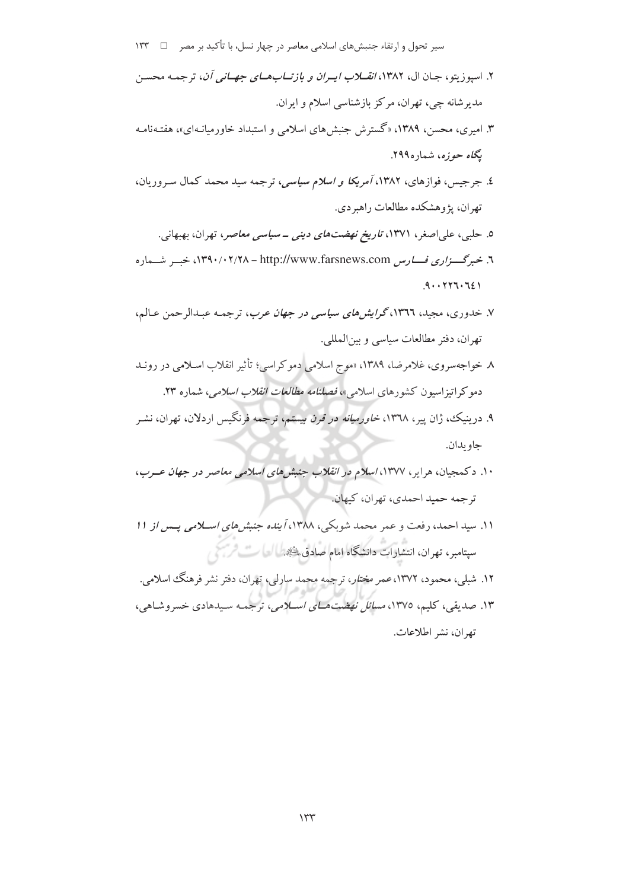۲. اسپوزیتو، جان ال، ۱۳۸۲، *انقلاب ایران و بازتاب‌های جهانی آن*، ترجمه محسن مدیرشانه چی، تهران، مرکز بازشناسی اسلام و ایران.

۳. امیری، محسن، ۱۳۸۹، «گسترش جنبش‌های اسلامی و استبداد خاورمیانه‌ای»، هفته‌نامه *پگاه حوزه*، شماره۲۹۹.

٤. جرجیس، فوازهای، ۱۳۸۲، *آمریکا و اسلام سیاسی*، ترجمه سید محمد کمال سروریان، تهران، پژوهشکده مطالعات راهبردی.

٥. حلبی، علی‌اصغر، ۱۳۷۱، *تاریخ نهضت‌های دینی ـ سیاسی معاصر*، تهران، بهبهانی.

٦. *خبرگزاری فارس* http://www.farsnews.com – ۱۳۹۰/۰۲/۲۸، خبر شماره ۹۰۰۲۲٦۰٦٤۱.

۷. خدوری، مجید، ۱۳٦٦، *گرایش‌های سیاسی در جهان عرب*، ترجمه عبدالرحمن عالم، تهران، دفتر مطالعات سیاسی و بین‌المللی.

۸. خواجه‌سروی، غلامرضا، ۱۳۸۹، «موج اسلامی دموکراسی؛ تأثیر انقلاب اسلامی در روند دموکراتیزاسیون کشورهای اسلامی»، *فصلنامه مطالعات انقلاب اسلامی*، شماره ۲۳.

۹. درینیک، ژان پیر، ۱۳٦۸، *خاورمیانه در قرن بیستم*، ترجمه فرنگیس اردلان، تهران، نشر جاویدان.

۱۰. دکمجیان، هرایر، ۱۳۷۷، *اسلام در انقلاب جنبش‌های اسلامی معاصر در جهان عرب*، ترجمه حمید احمدی، تهران، کیهان.

۱۱. سید احمد، رفعت و عمر محمد شوبکی، ۱۳۸۸، *آینده جنبش‌های اسلامی پس از ۱۱ سپتامبر*، تهران، انتشارات دانشگاه امام صادق علیه السلام.

۱۲. شبلی، محمود، ۱۳۷۲، *عمر مختار*، ترجمه محمد سارلی، تهران، دفتر نشر فرهنگ اسلامی.

۱۳. صدیقی، کلیم، ۱۳۷۵، *مسائل نهضت‌های اسلامی*، ترجمه سیدهادی خسروشاهی، تهران، نشر اطلاعات.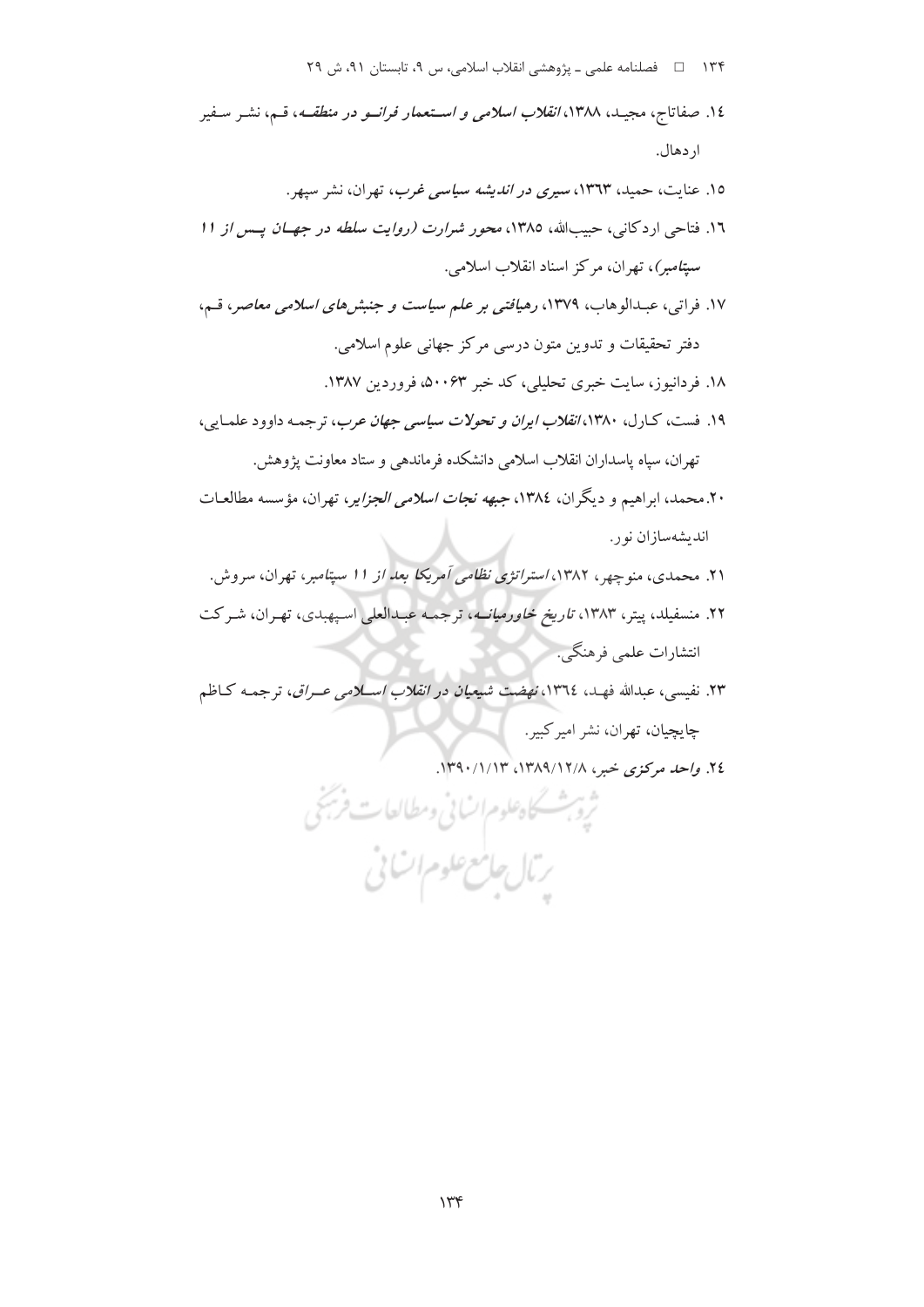١٤. صفاتاج، مجید، ١٣٨٨، *انقلاب اسلامی و استعمار فرانسو در منطقه*، قم، نشر سفیر اردهال.

١٥. عنایت، حمید، ١٣٦٣، *سیری در اندیشه سیاسی غرب*، تهران، نشر سپهر.

١٦. فتاحی اردکانی، حبیب‌الله، ١٣٨٥، *محور شرارت (روایت سلطه در جهان پس از 11 سپتامبر)*، تهران، مرکز اسناد انقلاب اسلامی.

١٧. فراتی، عبدالوهاب، ١٣٧٩، *رهیافتی بر علم سیاست و جنبش‌های اسلامی معاصر*، قم، دفتر تحقیقات و تدوین متون درسی مرکز جهانی علوم اسلامی.

١٨. فردانیوز، سایت خبری تحلیلی، کد خبر ٥٠٠٦٣، فروردین ١٣٨٧.

١٩. فست، کارل، ١٣٨٠، *انقلاب ایران و تحولات سیاسی جهان عرب*، ترجمه داوود علمایی، تهران، سپاه پاسداران انقلاب اسلامی دانشکده فرماندهی و ستاد معاونت پژوهش.

٢٠. محمد، ابراهیم و دیگران، ١٣٨٤، *جبهه نجات اسلامی الجزایر*، تهران، مؤسسه مطالعات اندیشه‌سازان نور.

٢١. محمدی، منوچهر، ١٣٨٢، *استراتژی نظامی آمریکا بعد از 11 سپتامبر*، تهران، سروش.

٢٢. منسفیلد، پیتر، ١٣٨٣، *تاریخ خاورمیانه*، ترجمه عبدالعلی اسپهبدی، تهران، شرکت انتشارات علمی فرهنگی.

٢٣. نفیسی، عبدالله فهد، ١٣٦٤، *نهضت شیعیان در انقلاب اسلامی عراق*، ترجمه کاظم چایچیان، تهران، نشر امیرکبیر.

٢٤. *واحد مرکزی خبر*، ١٣٨٩/١٢/٨، ١٣٩٠/١/١٣.